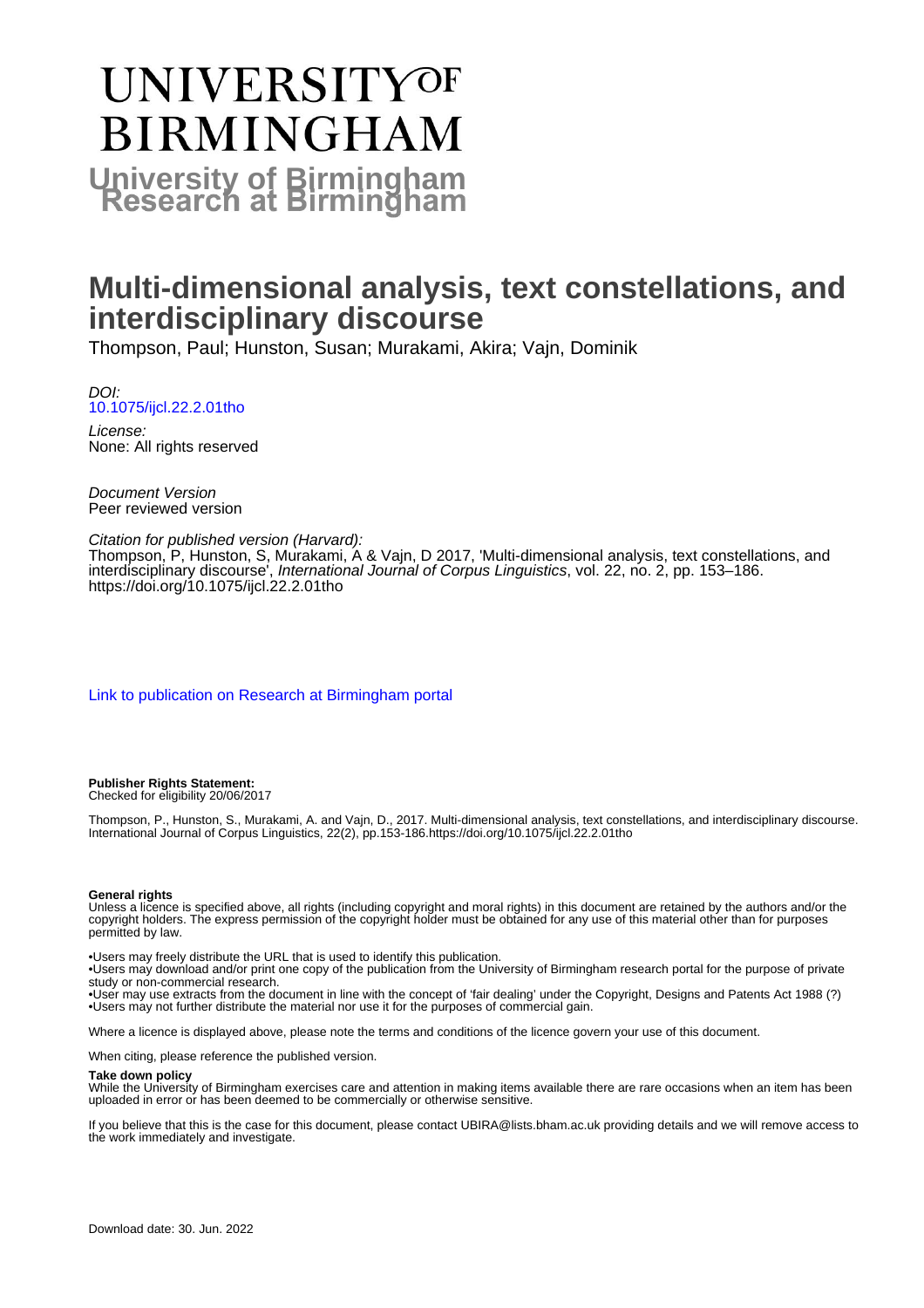# UNIVERSITY OF BIRMINGHAM

## University of Birmingham Research at Birmingham

# Multi-dimensional analysis, text constellations, and interdisciplinary discourse

Thompson, Paul; Hunston, Susan; Murakami, Akira; Vajn, Dominik

*DOI:*
[10.1075/ijcl.22.2.01tho](https://doi.org/10.1075/ijcl.22.2.01tho)

*License:*
None: All rights reserved

*Document Version*
Peer reviewed version

*Citation for published version (Harvard):*
Thompson, P, Hunston, S, Murakami, A & Vajn, D 2017, 'Multi-dimensional analysis, text constellations, and interdisciplinary discourse', *International Journal of Corpus Linguistics*, vol. 22, no. 2, pp. 153–186. https://doi.org/10.1075/ijcl.22.2.01tho

[Link to publication on Research at Birmingham portal](#)

**Publisher Rights Statement:**
Checked for eligibility 20/06/2017

Thompson, P., Hunston, S., Murakami, A. and Vajn, D., 2017. Multi-dimensional analysis, text constellations, and interdisciplinary discourse. International Journal of Corpus Linguistics, 22(2), pp.153-186.https://doi.org/10.1075/ijcl.22.2.01tho

**General rights**
Unless a licence is specified above, all rights (including copyright and moral rights) in this document are retained by the authors and/or the copyright holders. The express permission of the copyright holder must be obtained for any use of this material other than for purposes permitted by law.

•Users may freely distribute the URL that is used to identify this publication.
•Users may download and/or print one copy of the publication from the University of Birmingham research portal for the purpose of private study or non-commercial research.
•User may use extracts from the document in line with the concept of 'fair dealing' under the Copyright, Designs and Patents Act 1988 (?)
•Users may not further distribute the material nor use it for the purposes of commercial gain.

Where a licence is displayed above, please note the terms and conditions of the licence govern your use of this document.

When citing, please reference the published version.

**Take down policy**
While the University of Birmingham exercises care and attention in making items available there are rare occasions when an item has been uploaded in error or has been deemed to be commercially or otherwise sensitive.

If you believe that this is the case for this document, please contact UBIRA@lists.bham.ac.uk providing details and we will remove access to the work immediately and investigate.

Download date: 30. Jun. 2022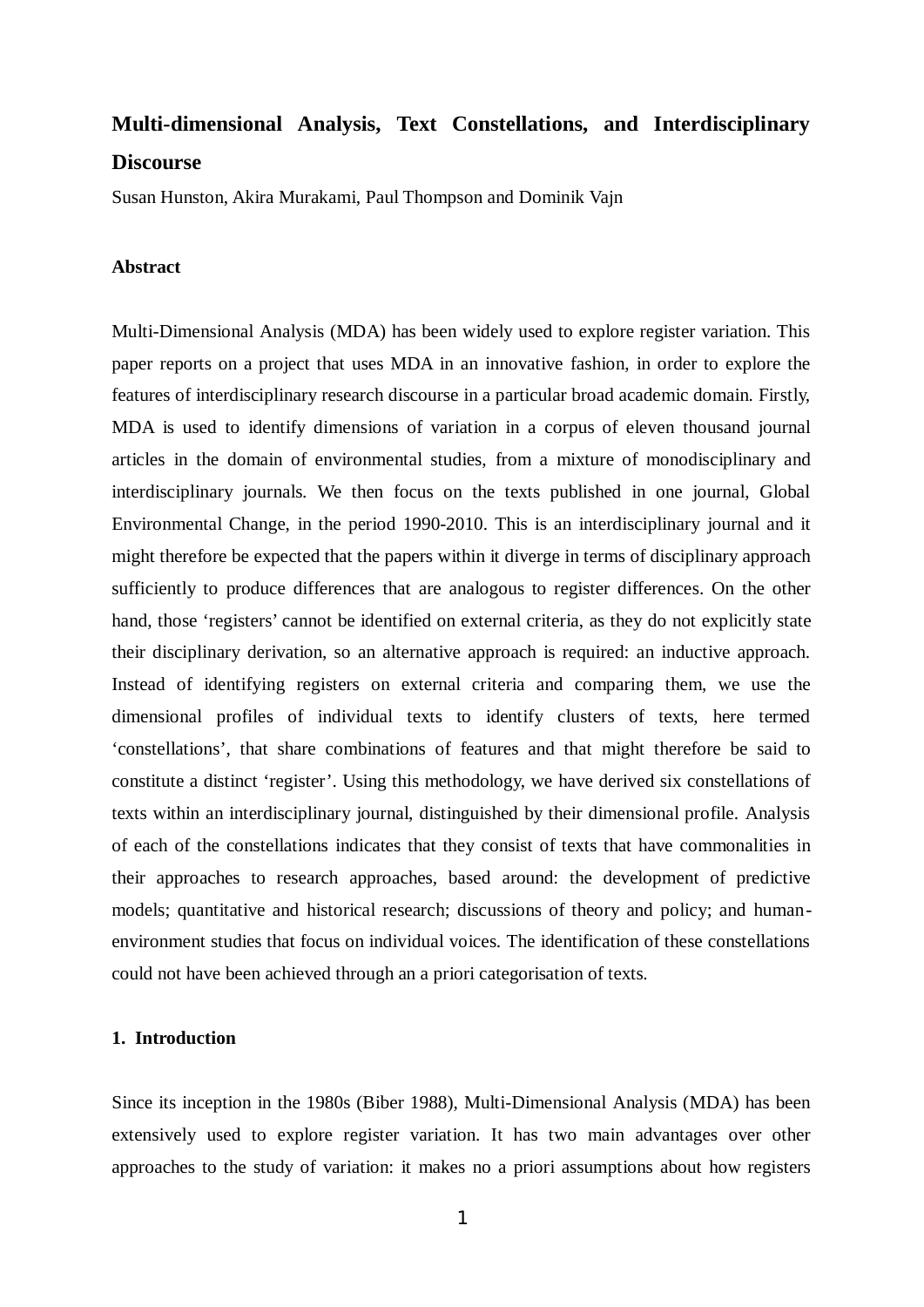# Multi-dimensional Analysis, Text Constellations, and Interdisciplinary Discourse

Susan Hunston, Akira Murakami, Paul Thompson and Dominik Vajn

### Abstract

Multi-Dimensional Analysis (MDA) has been widely used to explore register variation. This paper reports on a project that uses MDA in an innovative fashion, in order to explore the features of interdisciplinary research discourse in a particular broad academic domain. Firstly, MDA is used to identify dimensions of variation in a corpus of eleven thousand journal articles in the domain of environmental studies, from a mixture of monodisciplinary and interdisciplinary journals. We then focus on the texts published in one journal, Global Environmental Change, in the period 1990-2010. This is an interdisciplinary journal and it might therefore be expected that the papers within it diverge in terms of disciplinary approach sufficiently to produce differences that are analogous to register differences. On the other hand, those 'registers' cannot be identified on external criteria, as they do not explicitly state their disciplinary derivation, so an alternative approach is required: an inductive approach. Instead of identifying registers on external criteria and comparing them, we use the dimensional profiles of individual texts to identify clusters of texts, here termed 'constellations', that share combinations of features and that might therefore be said to constitute a distinct 'register'. Using this methodology, we have derived six constellations of texts within an interdisciplinary journal, distinguished by their dimensional profile. Analysis of each of the constellations indicates that they consist of texts that have commonalities in their approaches to research approaches, based around: the development of predictive models; quantitative and historical research; discussions of theory and policy; and human-environment studies that focus on individual voices. The identification of these constellations could not have been achieved through an a priori categorisation of texts.

### 1. Introduction

Since its inception in the 1980s (Biber 1988), Multi-Dimensional Analysis (MDA) has been extensively used to explore register variation. It has two main advantages over other approaches to the study of variation: it makes no a priori assumptions about how registers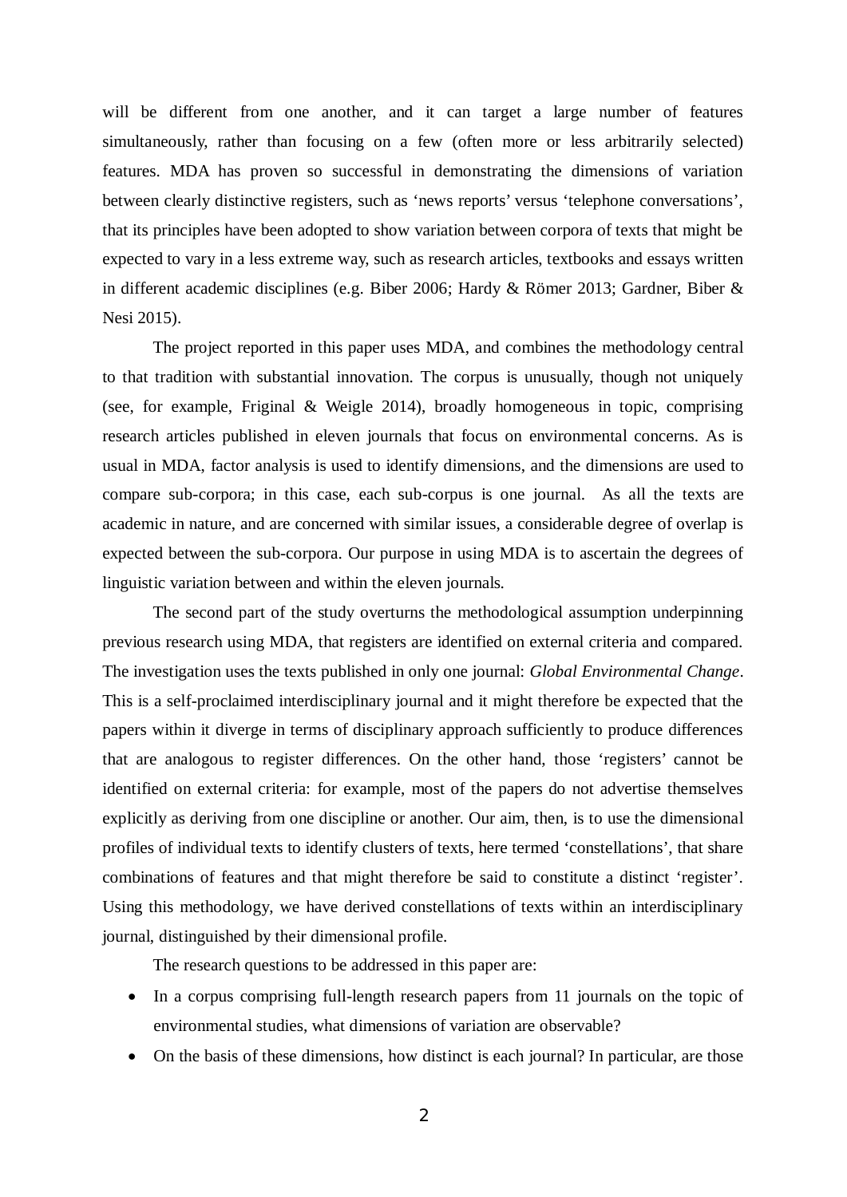will be different from one another, and it can target a large number of features simultaneously, rather than focusing on a few (often more or less arbitrarily selected) features. MDA has proven so successful in demonstrating the dimensions of variation between clearly distinctive registers, such as 'news reports' versus 'telephone conversations', that its principles have been adopted to show variation between corpora of texts that might be expected to vary in a less extreme way, such as research articles, textbooks and essays written in different academic disciplines (e.g. Biber 2006; Hardy & Römer 2013; Gardner, Biber & Nesi 2015).

The project reported in this paper uses MDA, and combines the methodology central to that tradition with substantial innovation. The corpus is unusually, though not uniquely (see, for example, Friginal & Weigle 2014), broadly homogeneous in topic, comprising research articles published in eleven journals that focus on environmental concerns. As is usual in MDA, factor analysis is used to identify dimensions, and the dimensions are used to compare sub-corpora; in this case, each sub-corpus is one journal. As all the texts are academic in nature, and are concerned with similar issues, a considerable degree of overlap is expected between the sub-corpora. Our purpose in using MDA is to ascertain the degrees of linguistic variation between and within the eleven journals.

The second part of the study overturns the methodological assumption underpinning previous research using MDA, that registers are identified on external criteria and compared. The investigation uses the texts published in only one journal: *Global Environmental Change*. This is a self-proclaimed interdisciplinary journal and it might therefore be expected that the papers within it diverge in terms of disciplinary approach sufficiently to produce differences that are analogous to register differences. On the other hand, those 'registers' cannot be identified on external criteria: for example, most of the papers do not advertise themselves explicitly as deriving from one discipline or another. Our aim, then, is to use the dimensional profiles of individual texts to identify clusters of texts, here termed 'constellations', that share combinations of features and that might therefore be said to constitute a distinct 'register'. Using this methodology, we have derived constellations of texts within an interdisciplinary journal, distinguished by their dimensional profile.

The research questions to be addressed in this paper are:

- In a corpus comprising full-length research papers from 11 journals on the topic of environmental studies, what dimensions of variation are observable?
- On the basis of these dimensions, how distinct is each journal? In particular, are those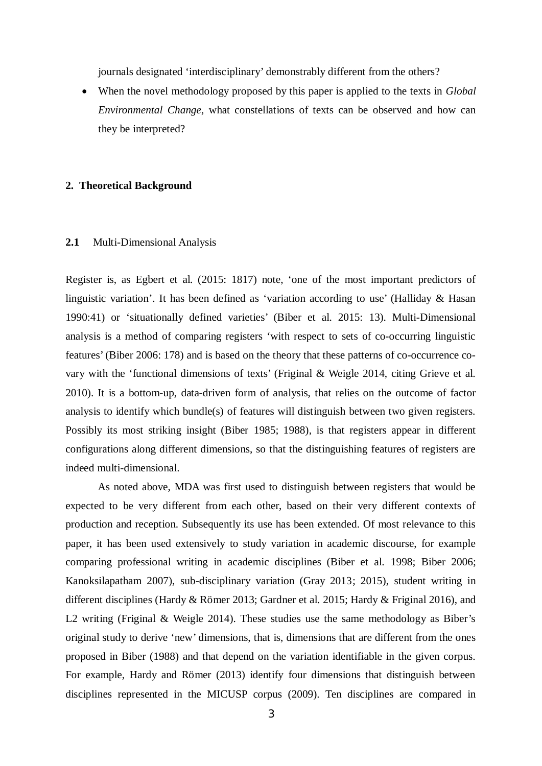journals designated 'interdisciplinary' demonstrably different from the others?

- When the novel methodology proposed by this paper is applied to the texts in *Global Environmental Change*, what constellations of texts can be observed and how can they be interpreted?

## 2. Theoretical Background

### 2.1 Multi-Dimensional Analysis

Register is, as Egbert et al. (2015: 1817) note, 'one of the most important predictors of linguistic variation'. It has been defined as 'variation according to use' (Halliday & Hasan 1990:41) or 'situationally defined varieties' (Biber et al. 2015: 13). Multi-Dimensional analysis is a method of comparing registers 'with respect to sets of co-occurring linguistic features' (Biber 2006: 178) and is based on the theory that these patterns of co-occurrence co-vary with the 'functional dimensions of texts' (Friginal & Weigle 2014, citing Grieve et al. 2010). It is a bottom-up, data-driven form of analysis, that relies on the outcome of factor analysis to identify which bundle(s) of features will distinguish between two given registers. Possibly its most striking insight (Biber 1985; 1988), is that registers appear in different configurations along different dimensions, so that the distinguishing features of registers are indeed multi-dimensional.

As noted above, MDA was first used to distinguish between registers that would be expected to be very different from each other, based on their very different contexts of production and reception. Subsequently its use has been extended. Of most relevance to this paper, it has been used extensively to study variation in academic discourse, for example comparing professional writing in academic disciplines (Biber et al. 1998; Biber 2006; Kanoksilapatham 2007), sub-disciplinary variation (Gray 2013; 2015), student writing in different disciplines (Hardy & Römer 2013; Gardner et al. 2015; Hardy & Friginal 2016), and L2 writing (Friginal & Weigle 2014). These studies use the same methodology as Biber's original study to derive 'new' dimensions, that is, dimensions that are different from the ones proposed in Biber (1988) and that depend on the variation identifiable in the given corpus. For example, Hardy and Römer (2013) identify four dimensions that distinguish between disciplines represented in the MICUSP corpus (2009). Ten disciplines are compared in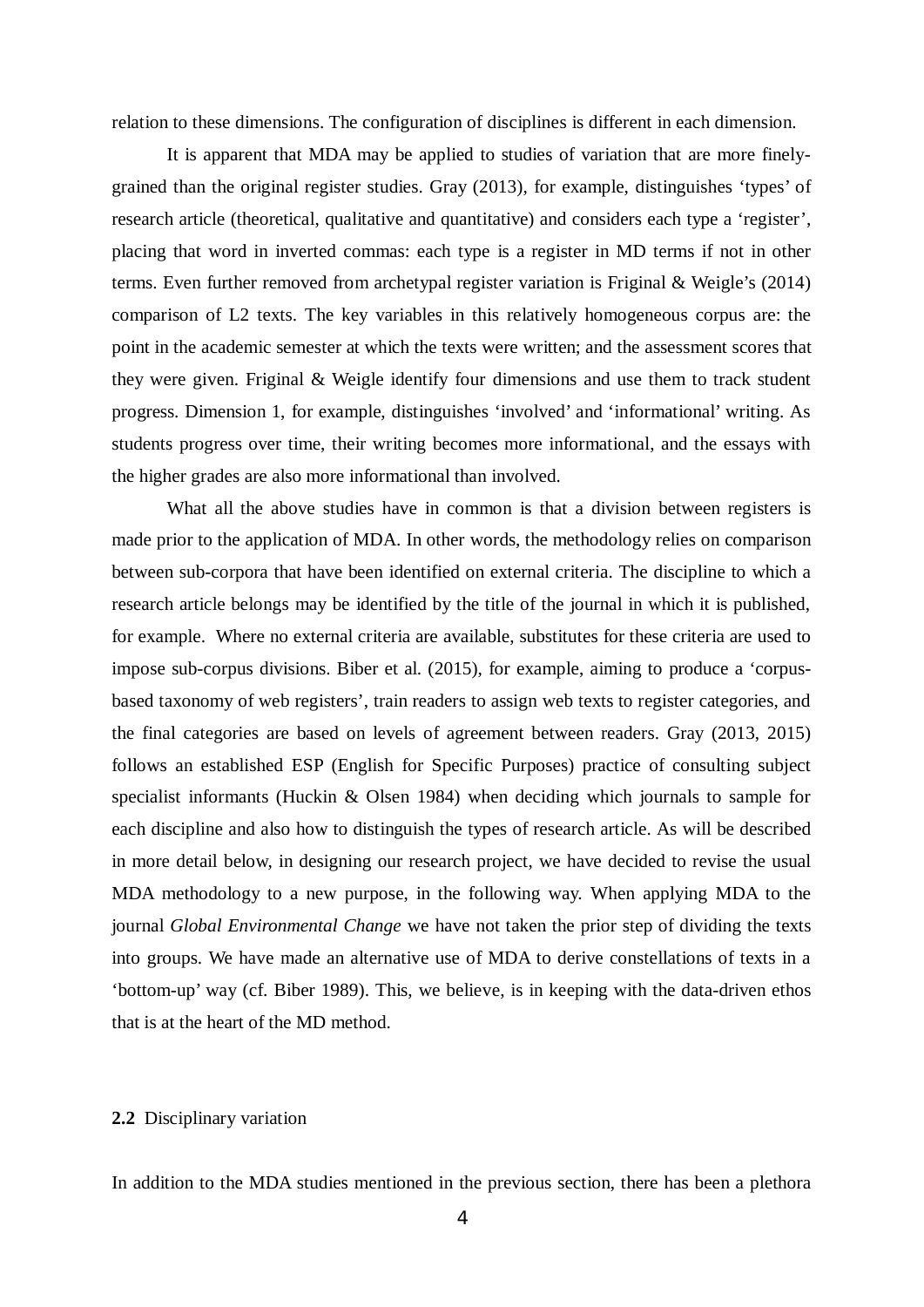relation to these dimensions. The configuration of disciplines is different in each dimension.

It is apparent that MDA may be applied to studies of variation that are more finely-grained than the original register studies. Gray (2013), for example, distinguishes 'types' of research article (theoretical, qualitative and quantitative) and considers each type a 'register', placing that word in inverted commas: each type is a register in MD terms if not in other terms. Even further removed from archetypal register variation is Friginal & Weigle's (2014) comparison of L2 texts. The key variables in this relatively homogeneous corpus are: the point in the academic semester at which the texts were written; and the assessment scores that they were given. Friginal & Weigle identify four dimensions and use them to track student progress. Dimension 1, for example, distinguishes 'involved' and 'informational' writing. As students progress over time, their writing becomes more informational, and the essays with the higher grades are also more informational than involved.

What all the above studies have in common is that a division between registers is made prior to the application of MDA. In other words, the methodology relies on comparison between sub-corpora that have been identified on external criteria. The discipline to which a research article belongs may be identified by the title of the journal in which it is published, for example. Where no external criteria are available, substitutes for these criteria are used to impose sub-corpus divisions. Biber et al. (2015), for example, aiming to produce a 'corpus-based taxonomy of web registers', train readers to assign web texts to register categories, and the final categories are based on levels of agreement between readers. Gray (2013, 2015) follows an established ESP (English for Specific Purposes) practice of consulting subject specialist informants (Huckin & Olsen 1984) when deciding which journals to sample for each discipline and also how to distinguish the types of research article. As will be described in more detail below, in designing our research project, we have decided to revise the usual MDA methodology to a new purpose, in the following way. When applying MDA to the journal *Global Environmental Change* we have not taken the prior step of dividing the texts into groups. We have made an alternative use of MDA to derive constellations of texts in a 'bottom-up' way (cf. Biber 1989). This, we believe, is in keeping with the data-driven ethos that is at the heart of the MD method.

### **2.2** Disciplinary variation

In addition to the MDA studies mentioned in the previous section, there has been a plethora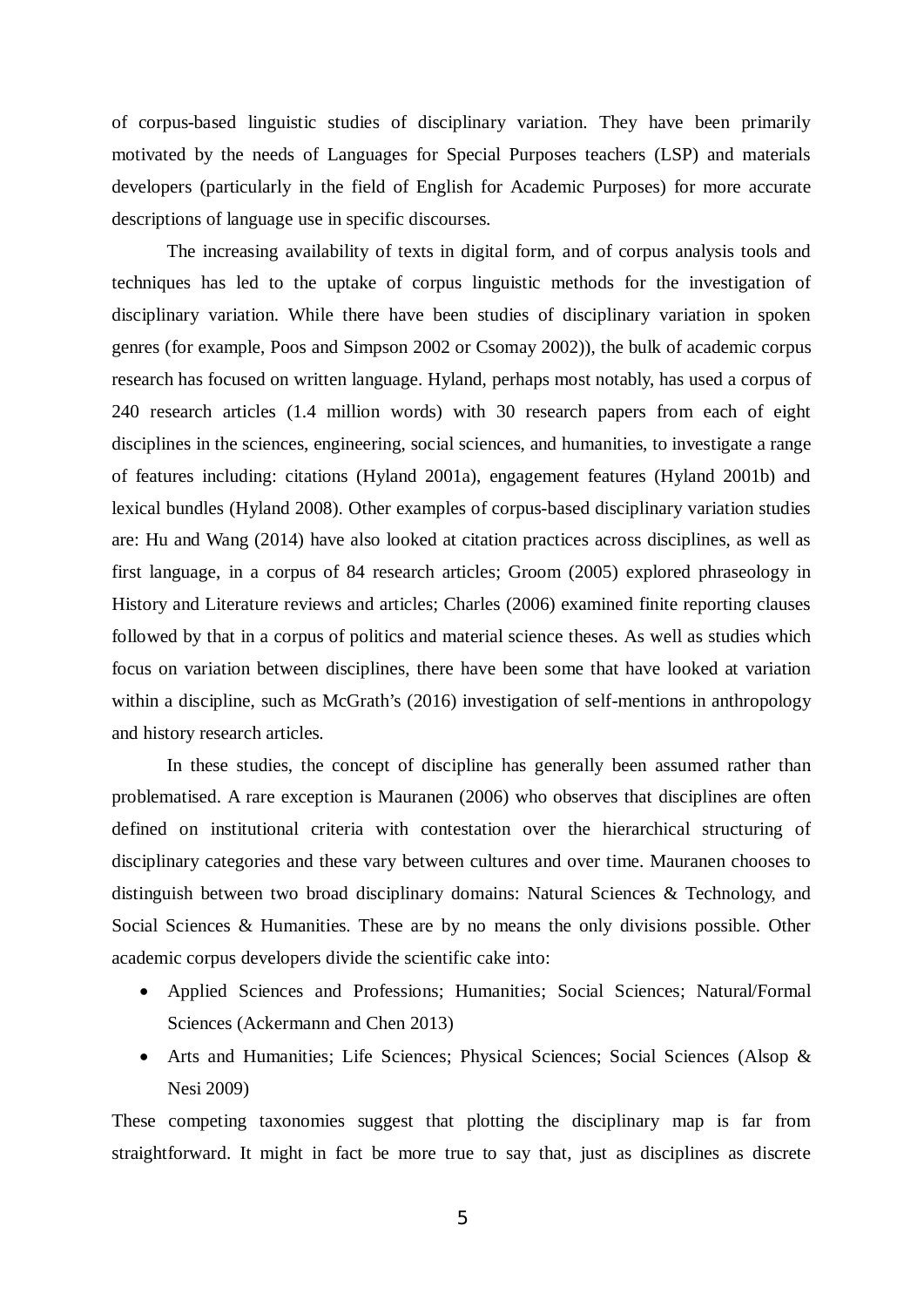of corpus-based linguistic studies of disciplinary variation. They have been primarily motivated by the needs of Languages for Special Purposes teachers (LSP) and materials developers (particularly in the field of English for Academic Purposes) for more accurate descriptions of language use in specific discourses.

The increasing availability of texts in digital form, and of corpus analysis tools and techniques has led to the uptake of corpus linguistic methods for the investigation of disciplinary variation. While there have been studies of disciplinary variation in spoken genres (for example, Poos and Simpson 2002 or Csomay 2002)), the bulk of academic corpus research has focused on written language. Hyland, perhaps most notably, has used a corpus of 240 research articles (1.4 million words) with 30 research papers from each of eight disciplines in the sciences, engineering, social sciences, and humanities, to investigate a range of features including: citations (Hyland 2001a), engagement features (Hyland 2001b) and lexical bundles (Hyland 2008). Other examples of corpus-based disciplinary variation studies are: Hu and Wang (2014) have also looked at citation practices across disciplines, as well as first language, in a corpus of 84 research articles; Groom (2005) explored phraseology in History and Literature reviews and articles; Charles (2006) examined finite reporting clauses followed by that in a corpus of politics and material science theses. As well as studies which focus on variation between disciplines, there have been some that have looked at variation within a discipline, such as McGrath's (2016) investigation of self-mentions in anthropology and history research articles.

In these studies, the concept of discipline has generally been assumed rather than problematised. A rare exception is Mauranen (2006) who observes that disciplines are often defined on institutional criteria with contestation over the hierarchical structuring of disciplinary categories and these vary between cultures and over time. Mauranen chooses to distinguish between two broad disciplinary domains: Natural Sciences & Technology, and Social Sciences & Humanities. These are by no means the only divisions possible. Other academic corpus developers divide the scientific cake into:

- Applied Sciences and Professions; Humanities; Social Sciences; Natural/Formal Sciences (Ackermann and Chen 2013)
- Arts and Humanities; Life Sciences; Physical Sciences; Social Sciences (Alsop & Nesi 2009)

These competing taxonomies suggest that plotting the disciplinary map is far from straightforward. It might in fact be more true to say that, just as disciplines as discrete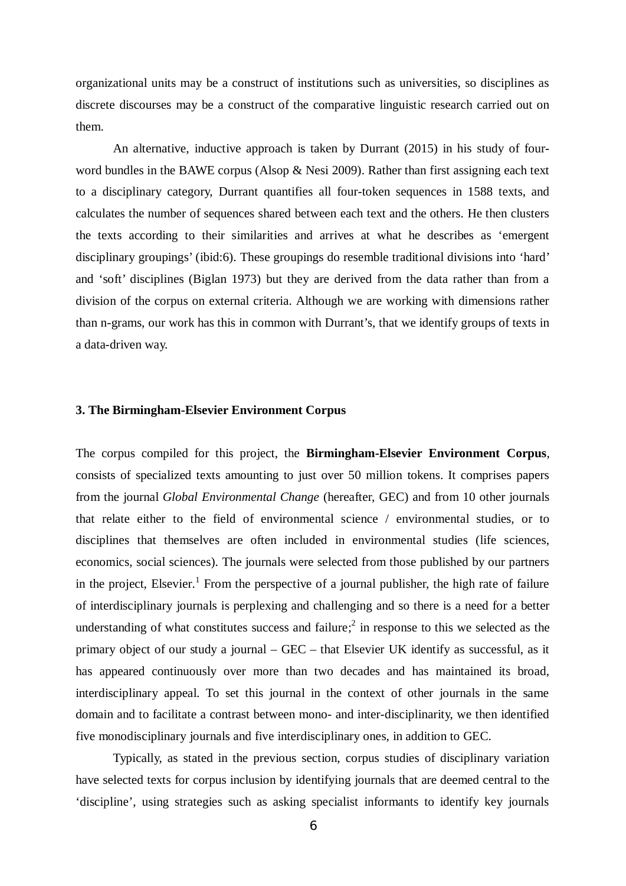organizational units may be a construct of institutions such as universities, so disciplines as discrete discourses may be a construct of the comparative linguistic research carried out on them.

An alternative, inductive approach is taken by Durrant (2015) in his study of four-word bundles in the BAWE corpus (Alsop & Nesi 2009). Rather than first assigning each text to a disciplinary category, Durrant quantifies all four-token sequences in 1588 texts, and calculates the number of sequences shared between each text and the others. He then clusters the texts according to their similarities and arrives at what he describes as 'emergent disciplinary groupings' (ibid:6). These groupings do resemble traditional divisions into 'hard' and 'soft' disciplines (Biglan 1973) but they are derived from the data rather than from a division of the corpus on external criteria. Although we are working with dimensions rather than n-grams, our work has this in common with Durrant's, that we identify groups of texts in a data-driven way.

## 3. The Birmingham-Elsevier Environment Corpus

The corpus compiled for this project, the **Birmingham-Elsevier Environment Corpus**, consists of specialized texts amounting to just over 50 million tokens. It comprises papers from the journal *Global Environmental Change* (hereafter, GEC) and from 10 other journals that relate either to the field of environmental science / environmental studies, or to disciplines that themselves are often included in environmental studies (life sciences, economics, social sciences). The journals were selected from those published by our partners in the project, Elsevier.[1] From the perspective of a journal publisher, the high rate of failure of interdisciplinary journals is perplexing and challenging and so there is a need for a better understanding of what constitutes success and failure;[2] in response to this we selected as the primary object of our study a journal – GEC – that Elsevier UK identify as successful, as it has appeared continuously over more than two decades and has maintained its broad, interdisciplinary appeal. To set this journal in the context of other journals in the same domain and to facilitate a contrast between mono- and inter-disciplinarity, we then identified five monodisciplinary journals and five interdisciplinary ones, in addition to GEC.

Typically, as stated in the previous section, corpus studies of disciplinary variation have selected texts for corpus inclusion by identifying journals that are deemed central to the 'discipline', using strategies such as asking specialist informants to identify key journals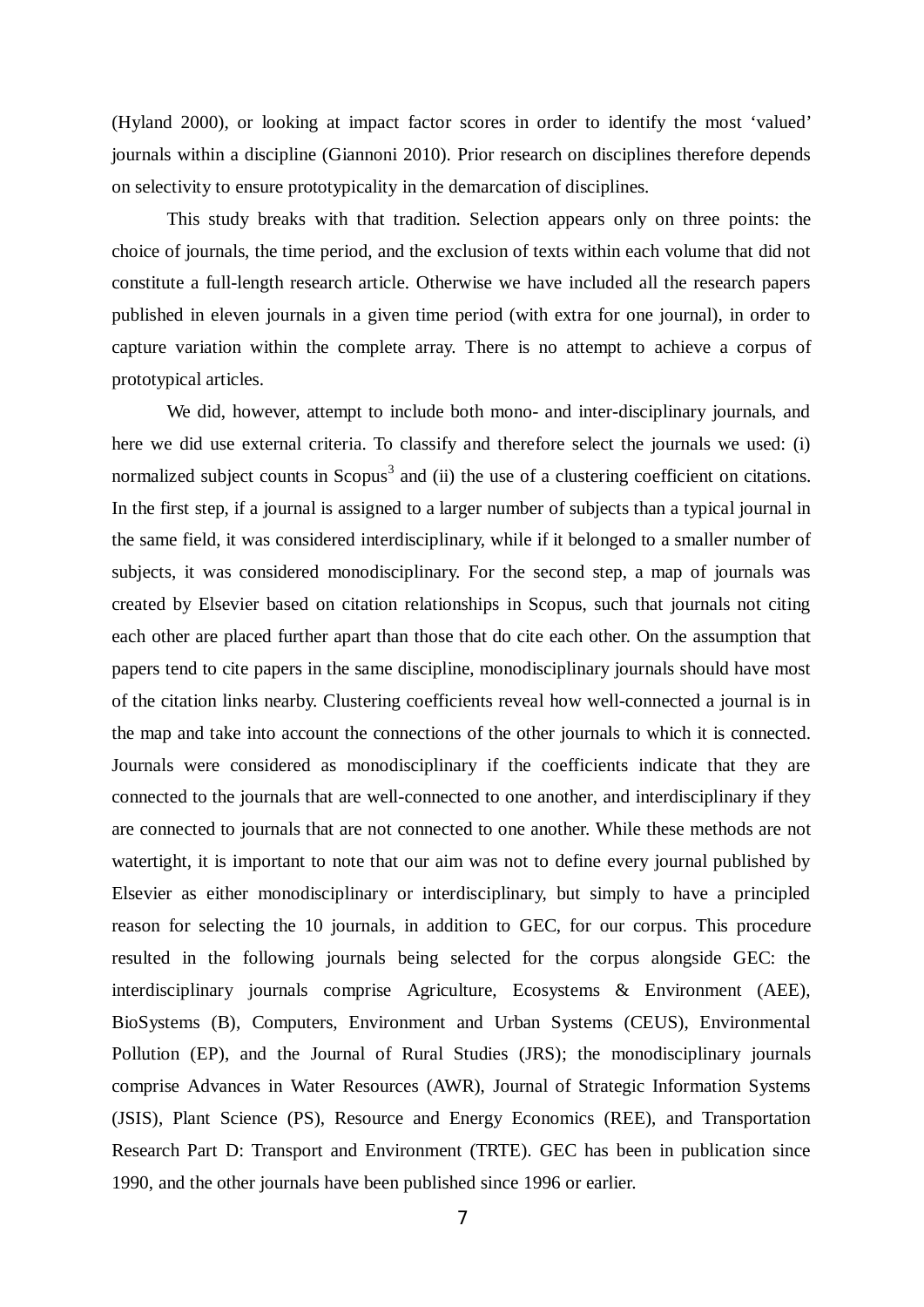(Hyland 2000), or looking at impact factor scores in order to identify the most 'valued' journals within a discipline (Giannoni 2010). Prior research on disciplines therefore depends on selectivity to ensure prototypicality in the demarcation of disciplines.

This study breaks with that tradition. Selection appears only on three points: the choice of journals, the time period, and the exclusion of texts within each volume that did not constitute a full-length research article. Otherwise we have included all the research papers published in eleven journals in a given time period (with extra for one journal), in order to capture variation within the complete array. There is no attempt to achieve a corpus of prototypical articles.

We did, however, attempt to include both mono- and inter-disciplinary journals, and here we did use external criteria. To classify and therefore select the journals we used: (i) normalized subject counts in Scopus[3] and (ii) the use of a clustering coefficient on citations. In the first step, if a journal is assigned to a larger number of subjects than a typical journal in the same field, it was considered interdisciplinary, while if it belonged to a smaller number of subjects, it was considered monodisciplinary. For the second step, a map of journals was created by Elsevier based on citation relationships in Scopus, such that journals not citing each other are placed further apart than those that do cite each other. On the assumption that papers tend to cite papers in the same discipline, monodisciplinary journals should have most of the citation links nearby. Clustering coefficients reveal how well-connected a journal is in the map and take into account the connections of the other journals to which it is connected. Journals were considered as monodisciplinary if the coefficients indicate that they are connected to the journals that are well-connected to one another, and interdisciplinary if they are connected to journals that are not connected to one another. While these methods are not watertight, it is important to note that our aim was not to define every journal published by Elsevier as either monodisciplinary or interdisciplinary, but simply to have a principled reason for selecting the 10 journals, in addition to GEC, for our corpus. This procedure resulted in the following journals being selected for the corpus alongside GEC: the interdisciplinary journals comprise Agriculture, Ecosystems & Environment (AEE), BioSystems (B), Computers, Environment and Urban Systems (CEUS), Environmental Pollution (EP), and the Journal of Rural Studies (JRS); the monodisciplinary journals comprise Advances in Water Resources (AWR), Journal of Strategic Information Systems (JSIS), Plant Science (PS), Resource and Energy Economics (REE), and Transportation Research Part D: Transport and Environment (TRTE). GEC has been in publication since 1990, and the other journals have been published since 1996 or earlier.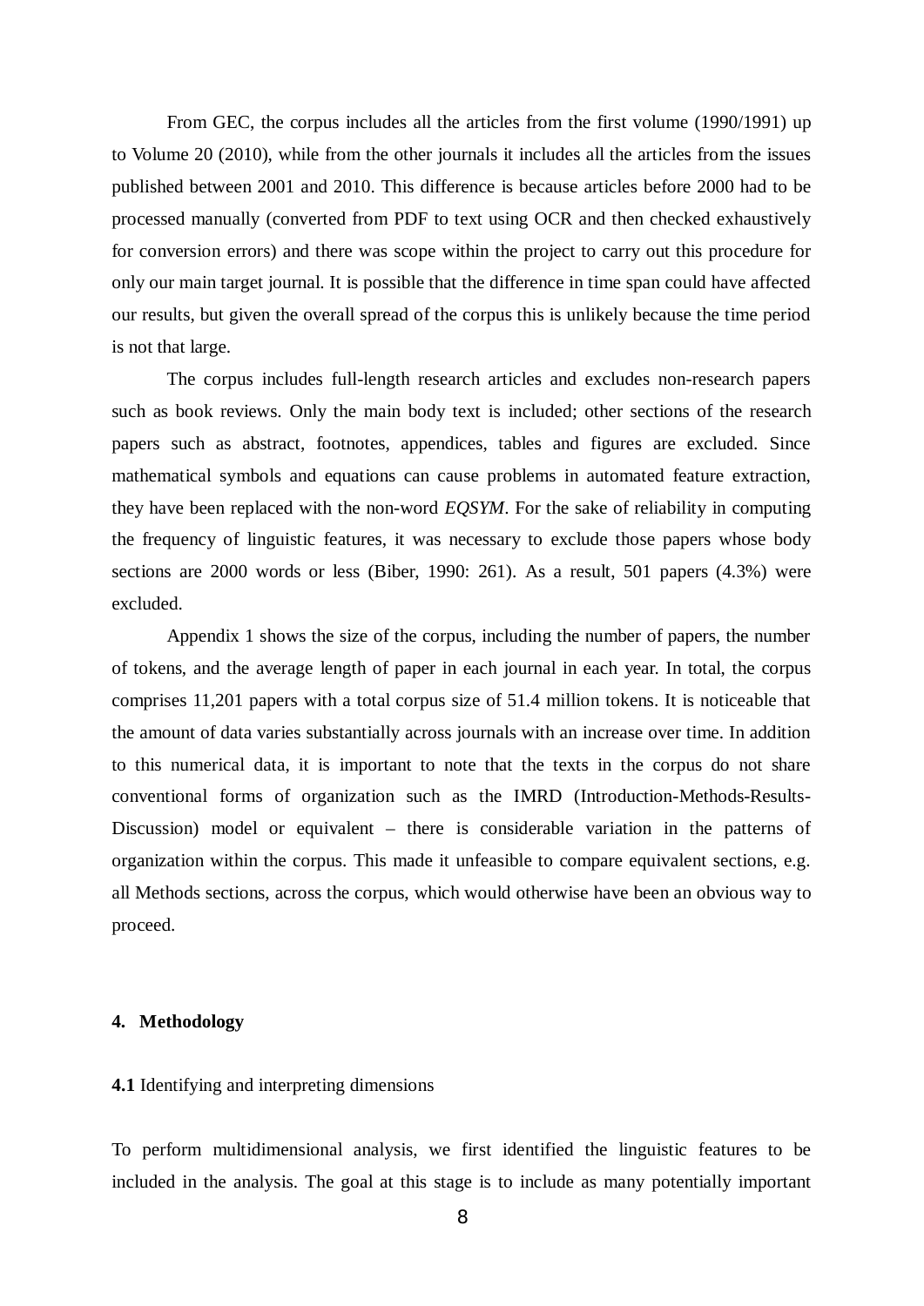From GEC, the corpus includes all the articles from the first volume (1990/1991) up to Volume 20 (2010), while from the other journals it includes all the articles from the issues published between 2001 and 2010. This difference is because articles before 2000 had to be processed manually (converted from PDF to text using OCR and then checked exhaustively for conversion errors) and there was scope within the project to carry out this procedure for only our main target journal. It is possible that the difference in time span could have affected our results, but given the overall spread of the corpus this is unlikely because the time period is not that large.

The corpus includes full-length research articles and excludes non-research papers such as book reviews. Only the main body text is included; other sections of the research papers such as abstract, footnotes, appendices, tables and figures are excluded. Since mathematical symbols and equations can cause problems in automated feature extraction, they have been replaced with the non-word *EQSYM*. For the sake of reliability in computing the frequency of linguistic features, it was necessary to exclude those papers whose body sections are 2000 words or less (Biber, 1990: 261). As a result, 501 papers (4.3%) were excluded.

Appendix 1 shows the size of the corpus, including the number of papers, the number of tokens, and the average length of paper in each journal in each year. In total, the corpus comprises 11,201 papers with a total corpus size of 51.4 million tokens. It is noticeable that the amount of data varies substantially across journals with an increase over time. In addition to this numerical data, it is important to note that the texts in the corpus do not share conventional forms of organization such as the IMRD (Introduction-Methods-Results-Discussion) model or equivalent – there is considerable variation in the patterns of organization within the corpus. This made it unfeasible to compare equivalent sections, e.g. all Methods sections, across the corpus, which would otherwise have been an obvious way to proceed.

## 4. Methodology

### **4.1** Identifying and interpreting dimensions

To perform multidimensional analysis, we first identified the linguistic features to be included in the analysis. The goal at this stage is to include as many potentially important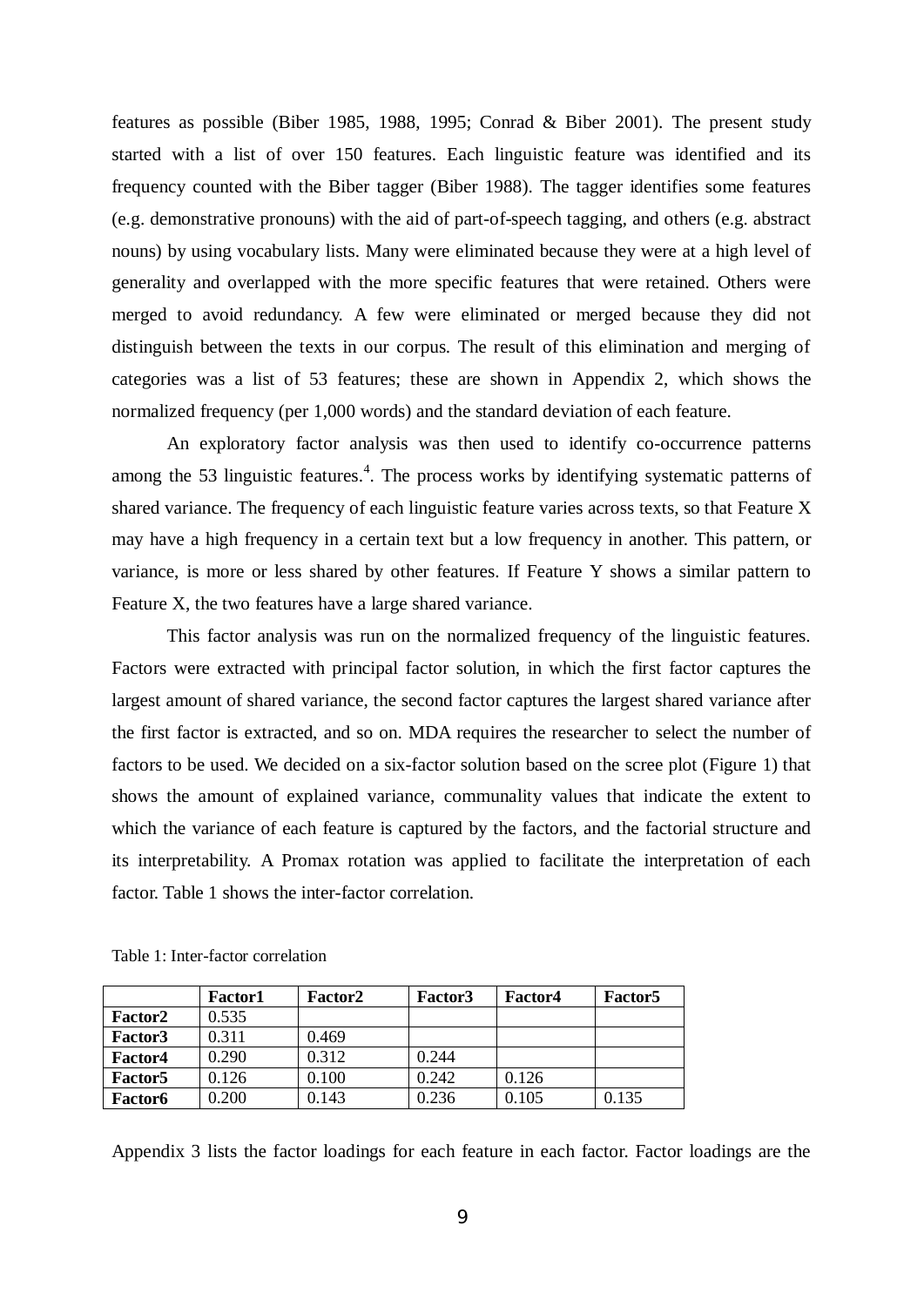features as possible (Biber 1985, 1988, 1995; Conrad & Biber 2001). The present study started with a list of over 150 features. Each linguistic feature was identified and its frequency counted with the Biber tagger (Biber 1988). The tagger identifies some features (e.g. demonstrative pronouns) with the aid of part-of-speech tagging, and others (e.g. abstract nouns) by using vocabulary lists. Many were eliminated because they were at a high level of generality and overlapped with the more specific features that were retained. Others were merged to avoid redundancy. A few were eliminated or merged because they did not distinguish between the texts in our corpus. The result of this elimination and merging of categories was a list of 53 features; these are shown in Appendix 2, which shows the normalized frequency (per 1,000 words) and the standard deviation of each feature.

An exploratory factor analysis was then used to identify co-occurrence patterns among the 53 linguistic features.[4]. The process works by identifying systematic patterns of shared variance. The frequency of each linguistic feature varies across texts, so that Feature X may have a high frequency in a certain text but a low frequency in another. This pattern, or variance, is more or less shared by other features. If Feature Y shows a similar pattern to Feature X, the two features have a large shared variance.

This factor analysis was run on the normalized frequency of the linguistic features. Factors were extracted with principal factor solution, in which the first factor captures the largest amount of shared variance, the second factor captures the largest shared variance after the first factor is extracted, and so on. MDA requires the researcher to select the number of factors to be used. We decided on a six-factor solution based on the scree plot (Figure 1) that shows the amount of explained variance, communality values that indicate the extent to which the variance of each feature is captured by the factors, and the factorial structure and its interpretability. A Promax rotation was applied to facilitate the interpretation of each factor. Table 1 shows the inter-factor correlation.

Table 1: Inter-factor correlation

| | **Factor1** | **Factor2** | **Factor3** | **Factor4** | **Factor5** |
|---|---|---|---|---|---|
| **Factor2** | 0.535 | | | | |
| **Factor3** | 0.311 | 0.469 | | | |
| **Factor4** | 0.290 | 0.312 | 0.244 | | |
| **Factor5** | 0.126 | 0.100 | 0.242 | 0.126 | |
| **Factor6** | 0.200 | 0.143 | 0.236 | 0.105 | 0.135 |

Appendix 3 lists the factor loadings for each feature in each factor. Factor loadings are the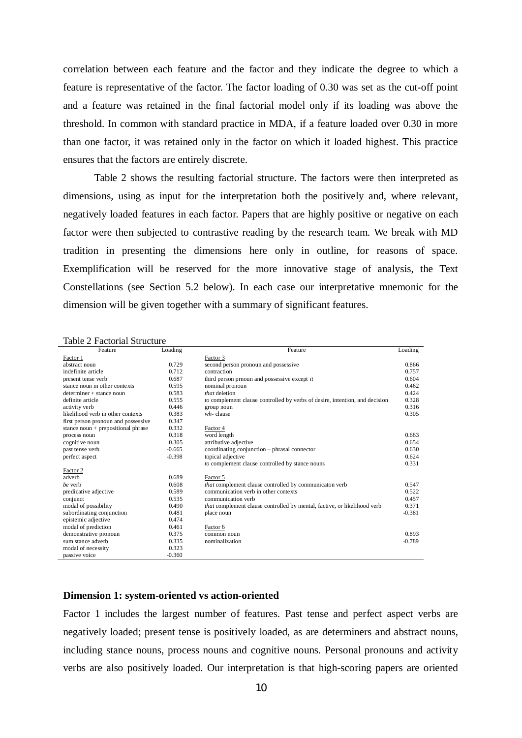correlation between each feature and the factor and they indicate the degree to which a feature is representative of the factor. The factor loading of 0.30 was set as the cut-off point and a feature was retained in the final factorial model only if its loading was above the threshold. In common with standard practice in MDA, if a feature loaded over 0.30 in more than one factor, it was retained only in the factor on which it loaded highest. This practice ensures that the factors are entirely discrete.

Table 2 shows the resulting factorial structure. The factors were then interpreted as dimensions, using as input for the interpretation both the positively and, where relevant, negatively loaded features in each factor. Papers that are highly positive or negative on each factor were then subjected to contrastive reading by the research team. We break with MD tradition in presenting the dimensions here only in outline, for reasons of space. Exemplification will be reserved for the more innovative stage of analysis, the Text Constellations (see Section 5.2 below). In each case our interpretative mnemonic for the dimension will be given together with a summary of significant features.

Table 2 Factorial Structure

| Feature | Loading | Feature | Loading |
|---|---|---|---|
| Factor 1 | | Factor 3 | |
| abstract noun | 0.729 | second person pronoun and possessive | 0.866 |
| indefinite article | 0.712 | contraction | 0.757 |
| present tense verb | 0.687 | third person prnoun and possessive except *it* | 0.604 |
| stance noun in other contexts | 0.595 | nominal pronoun | 0.462 |
| determiner + stance noun | 0.583 | *that* deletion | 0.424 |
| definite article | 0.555 | *to* complement clause controlled by verbs of desire, intention, and decision | 0.328 |
| activity verb | 0.446 | group noun | 0.316 |
| likelihood verb in other contexts | 0.383 | *wh-* clause | 0.305 |
| first person pronoun and possessive | 0.347 | | |
| stance noun + prepositional phrase | 0.332 | Factor 4 | |
| process noun | 0.318 | word length | 0.663 |
| cognitive noun | 0.305 | attributive adjective | 0.654 |
| past tense verb | -0.665 | coordinating conjunction – phrasal connector | 0.630 |
| perfect aspect | -0.398 | topical adjective | 0.624 |
| | | *to* complement clause controlled by stance nouns | 0.331 |
| Factor 2 | | | |
| adverb | 0.689 | Factor 5 | |
| *be* verb | 0.608 | *that* complement clause controlled by communicaton verb | 0.547 |
| predicative adjective | 0.589 | communication verb in other contexts | 0.522 |
| conjunct | 0.535 | communication verb | 0.457 |
| modal of possibility | 0.490 | *that* complement clause controlled by mental, factive, or likelihood verb | 0.371 |
| subordinating conjunction | 0.481 | place noun | -0.381 |
| epistemic adjective | 0.474 | | |
| modal of prediction | 0.461 | Factor 6 | |
| demonstrative pronoun | 0.375 | common noun | 0.893 |
| sum stance adverb | 0.335 | nominalization | -0.789 |
| modal of necessity | 0.323 | | |
| passive voice | -0.360 | | |

**Dimension 1: system-oriented vs action-oriented**

Factor 1 includes the largest number of features. Past tense and perfect aspect verbs are negatively loaded; present tense is positively loaded, as are determiners and abstract nouns, including stance nouns, process nouns and cognitive nouns. Personal pronouns and activity verbs are also positively loaded. Our interpretation is that high-scoring papers are oriented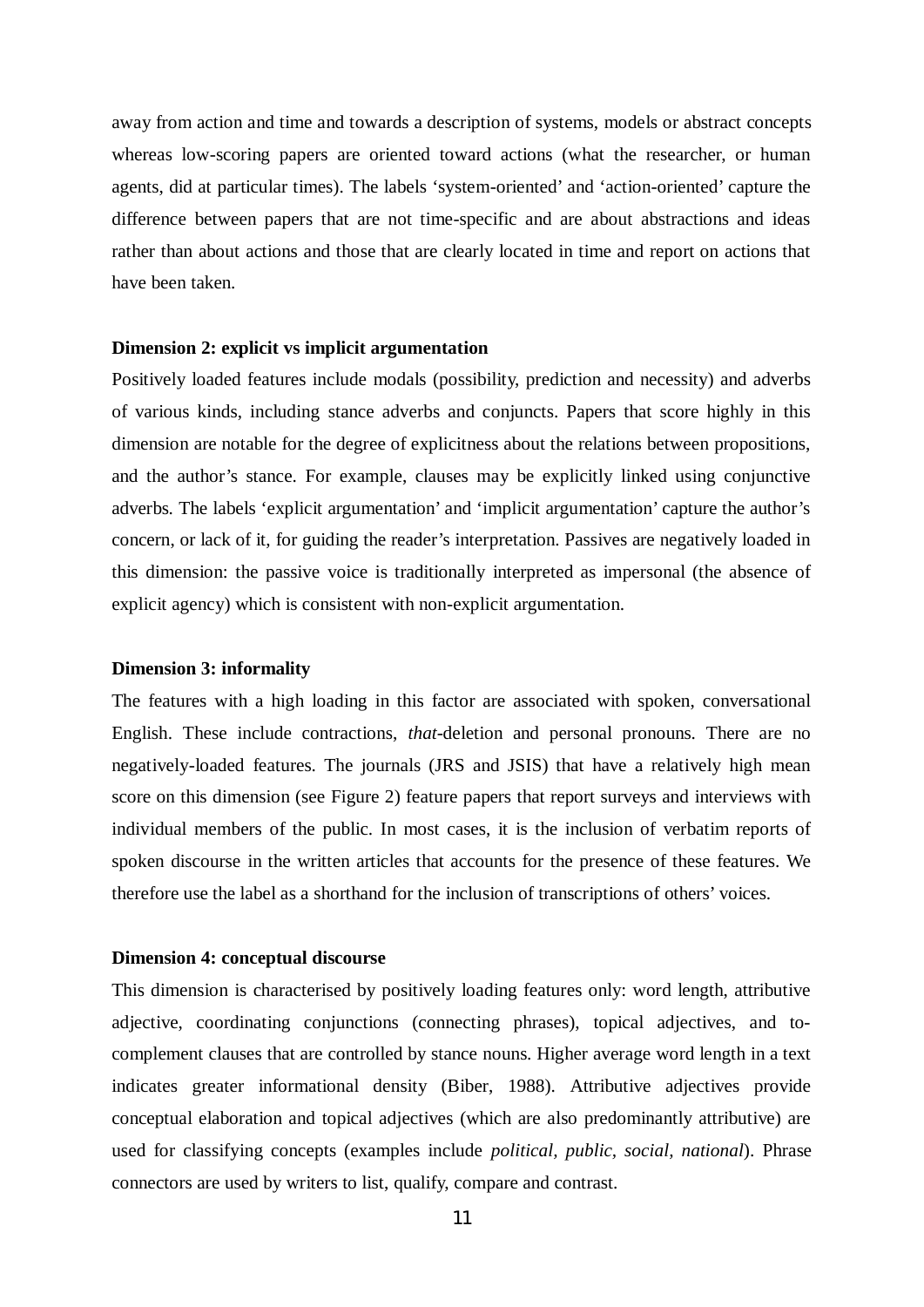away from action and time and towards a description of systems, models or abstract concepts whereas low-scoring papers are oriented toward actions (what the researcher, or human agents, did at particular times). The labels 'system-oriented' and 'action-oriented' capture the difference between papers that are not time-specific and are about abstractions and ideas rather than about actions and those that are clearly located in time and report on actions that have been taken.

**Dimension 2: explicit vs implicit argumentation**

Positively loaded features include modals (possibility, prediction and necessity) and adverbs of various kinds, including stance adverbs and conjuncts. Papers that score highly in this dimension are notable for the degree of explicitness about the relations between propositions, and the author's stance. For example, clauses may be explicitly linked using conjunctive adverbs. The labels 'explicit argumentation' and 'implicit argumentation' capture the author's concern, or lack of it, for guiding the reader's interpretation. Passives are negatively loaded in this dimension: the passive voice is traditionally interpreted as impersonal (the absence of explicit agency) which is consistent with non-explicit argumentation.

**Dimension 3: informality**

The features with a high loading in this factor are associated with spoken, conversational English. These include contractions, *that*-deletion and personal pronouns. There are no negatively-loaded features. The journals (JRS and JSIS) that have a relatively high mean score on this dimension (see Figure 2) feature papers that report surveys and interviews with individual members of the public. In most cases, it is the inclusion of verbatim reports of spoken discourse in the written articles that accounts for the presence of these features. We therefore use the label as a shorthand for the inclusion of transcriptions of others' voices.

**Dimension 4: conceptual discourse**

This dimension is characterised by positively loading features only: word length, attributive adjective, coordinating conjunctions (connecting phrases), topical adjectives, and to-complement clauses that are controlled by stance nouns. Higher average word length in a text indicates greater informational density (Biber, 1988). Attributive adjectives provide conceptual elaboration and topical adjectives (which are also predominantly attributive) are used for classifying concepts (examples include *political, public, social, national*). Phrase connectors are used by writers to list, qualify, compare and contrast.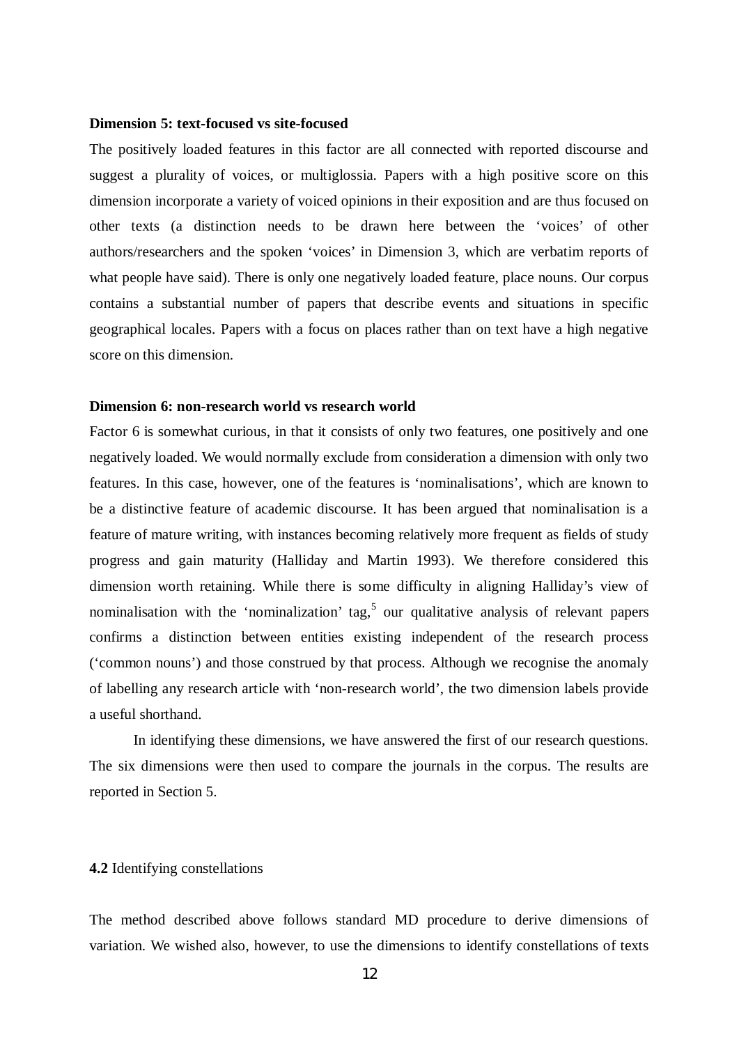**Dimension 5: text-focused vs site-focused**

The positively loaded features in this factor are all connected with reported discourse and suggest a plurality of voices, or multiglossia. Papers with a high positive score on this dimension incorporate a variety of voiced opinions in their exposition and are thus focused on other texts (a distinction needs to be drawn here between the 'voices' of other authors/researchers and the spoken 'voices' in Dimension 3, which are verbatim reports of what people have said). There is only one negatively loaded feature, place nouns. Our corpus contains a substantial number of papers that describe events and situations in specific geographical locales. Papers with a focus on places rather than on text have a high negative score on this dimension.

**Dimension 6: non-research world vs research world**

Factor 6 is somewhat curious, in that it consists of only two features, one positively and one negatively loaded. We would normally exclude from consideration a dimension with only two features. In this case, however, one of the features is 'nominalisations', which are known to be a distinctive feature of academic discourse. It has been argued that nominalisation is a feature of mature writing, with instances becoming relatively more frequent as fields of study progress and gain maturity (Halliday and Martin 1993). We therefore considered this dimension worth retaining. While there is some difficulty in aligning Halliday's view of nominalisation with the 'nominalization' tag,[5] our qualitative analysis of relevant papers confirms a distinction between entities existing independent of the research process ('common nouns') and those construed by that process. Although we recognise the anomaly of labelling any research article with 'non-research world', the two dimension labels provide a useful shorthand.

In identifying these dimensions, we have answered the first of our research questions. The six dimensions were then used to compare the journals in the corpus. The results are reported in Section 5.

**4.2** Identifying constellations

The method described above follows standard MD procedure to derive dimensions of variation. We wished also, however, to use the dimensions to identify constellations of texts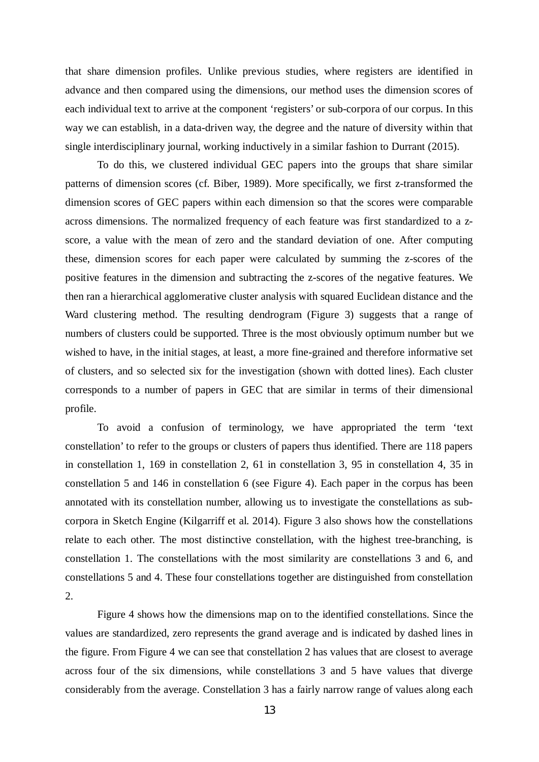that share dimension profiles. Unlike previous studies, where registers are identified in advance and then compared using the dimensions, our method uses the dimension scores of each individual text to arrive at the component 'registers' or sub-corpora of our corpus. In this way we can establish, in a data-driven way, the degree and the nature of diversity within that single interdisciplinary journal, working inductively in a similar fashion to Durrant (2015).

To do this, we clustered individual GEC papers into the groups that share similar patterns of dimension scores (cf. Biber, 1989). More specifically, we first z-transformed the dimension scores of GEC papers within each dimension so that the scores were comparable across dimensions. The normalized frequency of each feature was first standardized to a z-score, a value with the mean of zero and the standard deviation of one. After computing these, dimension scores for each paper were calculated by summing the z-scores of the positive features in the dimension and subtracting the z-scores of the negative features. We then ran a hierarchical agglomerative cluster analysis with squared Euclidean distance and the Ward clustering method. The resulting dendrogram (Figure 3) suggests that a range of numbers of clusters could be supported. Three is the most obviously optimum number but we wished to have, in the initial stages, at least, a more fine-grained and therefore informative set of clusters, and so selected six for the investigation (shown with dotted lines). Each cluster corresponds to a number of papers in GEC that are similar in terms of their dimensional profile.

To avoid a confusion of terminology, we have appropriated the term 'text constellation' to refer to the groups or clusters of papers thus identified. There are 118 papers in constellation 1, 169 in constellation 2, 61 in constellation 3, 95 in constellation 4, 35 in constellation 5 and 146 in constellation 6 (see Figure 4). Each paper in the corpus has been annotated with its constellation number, allowing us to investigate the constellations as sub-corpora in Sketch Engine (Kilgarriff et al. 2014). Figure 3 also shows how the constellations relate to each other. The most distinctive constellation, with the highest tree-branching, is constellation 1. The constellations with the most similarity are constellations 3 and 6, and constellations 5 and 4. These four constellations together are distinguished from constellation 2.

Figure 4 shows how the dimensions map on to the identified constellations. Since the values are standardized, zero represents the grand average and is indicated by dashed lines in the figure. From Figure 4 we can see that constellation 2 has values that are closest to average across four of the six dimensions, while constellations 3 and 5 have values that diverge considerably from the average. Constellation 3 has a fairly narrow range of values along each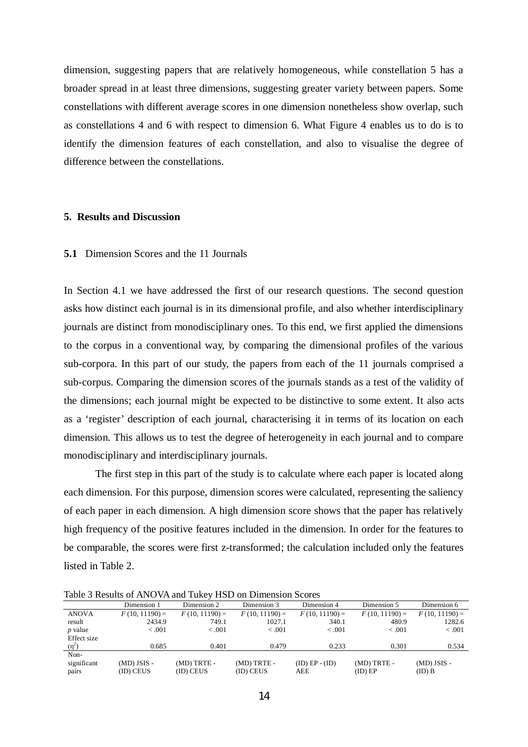dimension, suggesting papers that are relatively homogeneous, while constellation 5 has a broader spread in at least three dimensions, suggesting greater variety between papers. Some constellations with different average scores in one dimension nonetheless show overlap, such as constellations 4 and 6 with respect to dimension 6. What Figure 4 enables us to do is to identify the dimension features of each constellation, and also to visualise the degree of difference between the constellations.

## 5. Results and Discussion

### 5.1 Dimension Scores and the 11 Journals

In Section 4.1 we have addressed the first of our research questions. The second question asks how distinct each journal is in its dimensional profile, and also whether interdisciplinary journals are distinct from monodisciplinary ones. To this end, we first applied the dimensions to the corpus in a conventional way, by comparing the dimensional profiles of the various sub-corpora. In this part of our study, the papers from each of the 11 journals comprised a sub-corpus. Comparing the dimension scores of the journals stands as a test of the validity of the dimensions; each journal might be expected to be distinctive to some extent. It also acts as a 'register' description of each journal, characterising it in terms of its location on each dimension. This allows us to test the degree of heterogeneity in each journal and to compare monodisciplinary and interdisciplinary journals.

The first step in this part of the study is to calculate where each paper is located along each dimension. For this purpose, dimension scores were calculated, representing the saliency of each paper in each dimension. A high dimension score shows that the paper has relatively high frequency of the positive features included in the dimension. In order for the features to be comparable, the scores were first z-transformed; the calculation included only the features listed in Table 2.

Table 3 Results of ANOVA and Tukey HSD on Dimension Scores

| | Dimension 1 | Dimension 2 | Dimension 3 | Dimension 4 | Dimension 5 | Dimension 6 |
|---|---|---|---|---|---|---|
| ANOVA result | $F$ (10, 11190) = 2434.9 | $F$ (10, 11190) = 749.1 | $F$ (10, 11190) = 1027.1 | $F$ (10, 11190) = 340.1 | $F$ (10, 11190) = 480.9 | $F$ (10, 11190) = 1282.6 |
| $p$ value | < .001 | < .001 | < .001 | < .001 | < .001 | < .001 |
| Effect size ($\eta^2$) | 0.685 | 0.401 | 0.479 | 0.233 | 0.301 | 0.534 |
| Non-significant pairs | (MD) JSIS - (ID) CEUS | (MD) TRTE - (ID) CEUS | (MD) TRTE - (ID) CEUS | (ID) EP - (ID) AEE | (MD) TRTE - (ID) EP | (MD) JSIS - (ID) B |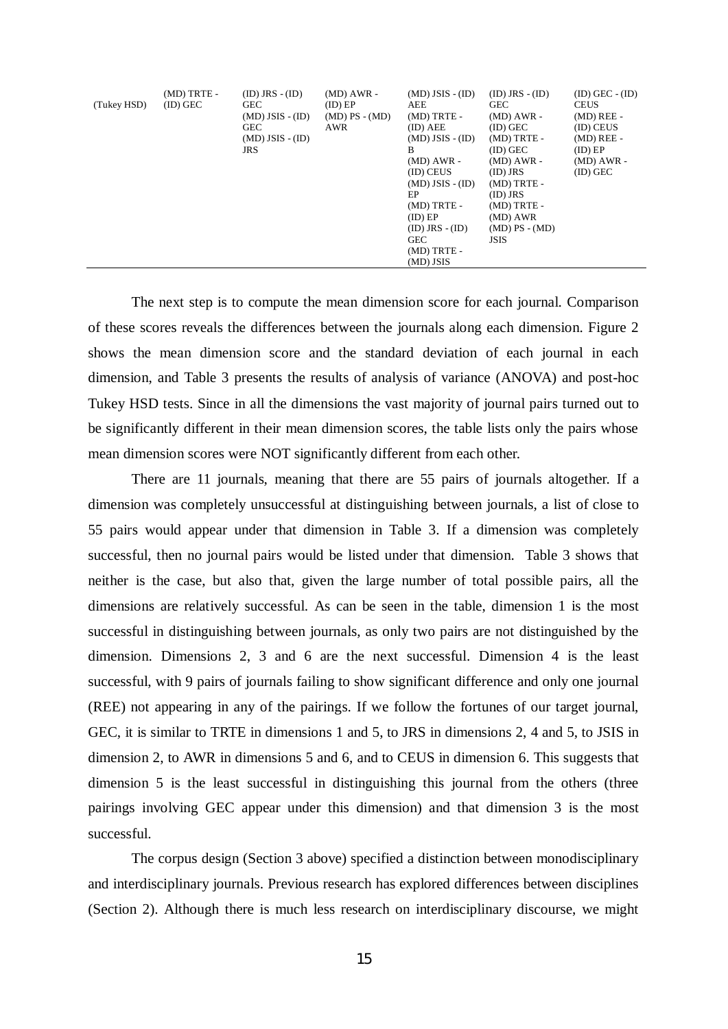| (Tukey HSD) | (MD) TRTE - (ID) GEC | (ID) JRS - (ID) GEC<br>(MD) JSIS - (ID) GEC<br>(MD) JSIS - (ID) JRS | (MD) AWR - (ID) EP<br>(MD) PS - (MD) AWR | (MD) JSIS - (ID) AEE<br>(MD) TRTE - (ID) AEE<br>(MD) JSIS - (ID) B<br>(MD) AWR - (ID) CEUS<br>(MD) JSIS - (ID) EP<br>(MD) TRTE - (ID) EP<br>(ID) JRS - (ID) GEC<br>(MD) TRTE - (MD) JSIS | (ID) JRS - (ID) GEC<br>(MD) AWR - (ID) GEC<br>(MD) TRTE - (ID) GEC<br>(MD) AWR - (ID) JRS<br>(MD) TRTE - (ID) JRS<br>(MD) TRTE - (MD) AWR<br>(MD) PS - (MD) JSIS | (ID) GEC - (ID) CEUS<br>(MD) REE - (ID) CEUS<br>(MD) REE - (ID) EP<br>(MD) AWR - (ID) GEC |
|---|---|---|---|---|---|---|

The next step is to compute the mean dimension score for each journal. Comparison of these scores reveals the differences between the journals along each dimension. Figure 2 shows the mean dimension score and the standard deviation of each journal in each dimension, and Table 3 presents the results of analysis of variance (ANOVA) and post-hoc Tukey HSD tests. Since in all the dimensions the vast majority of journal pairs turned out to be significantly different in their mean dimension scores, the table lists only the pairs whose mean dimension scores were NOT significantly different from each other.

There are 11 journals, meaning that there are 55 pairs of journals altogether. If a dimension was completely unsuccessful at distinguishing between journals, a list of close to 55 pairs would appear under that dimension in Table 3. If a dimension was completely successful, then no journal pairs would be listed under that dimension. Table 3 shows that neither is the case, but also that, given the large number of total possible pairs, all the dimensions are relatively successful. As can be seen in the table, dimension 1 is the most successful in distinguishing between journals, as only two pairs are not distinguished by the dimension. Dimensions 2, 3 and 6 are the next successful. Dimension 4 is the least successful, with 9 pairs of journals failing to show significant difference and only one journal (REE) not appearing in any of the pairings. If we follow the fortunes of our target journal, GEC, it is similar to TRTE in dimensions 1 and 5, to JRS in dimensions 2, 4 and 5, to JSIS in dimension 2, to AWR in dimensions 5 and 6, and to CEUS in dimension 6. This suggests that dimension 5 is the least successful in distinguishing this journal from the others (three pairings involving GEC appear under this dimension) and that dimension 3 is the most successful.

The corpus design (Section 3 above) specified a distinction between monodisciplinary and interdisciplinary journals. Previous research has explored differences between disciplines (Section 2). Although there is much less research on interdisciplinary discourse, we might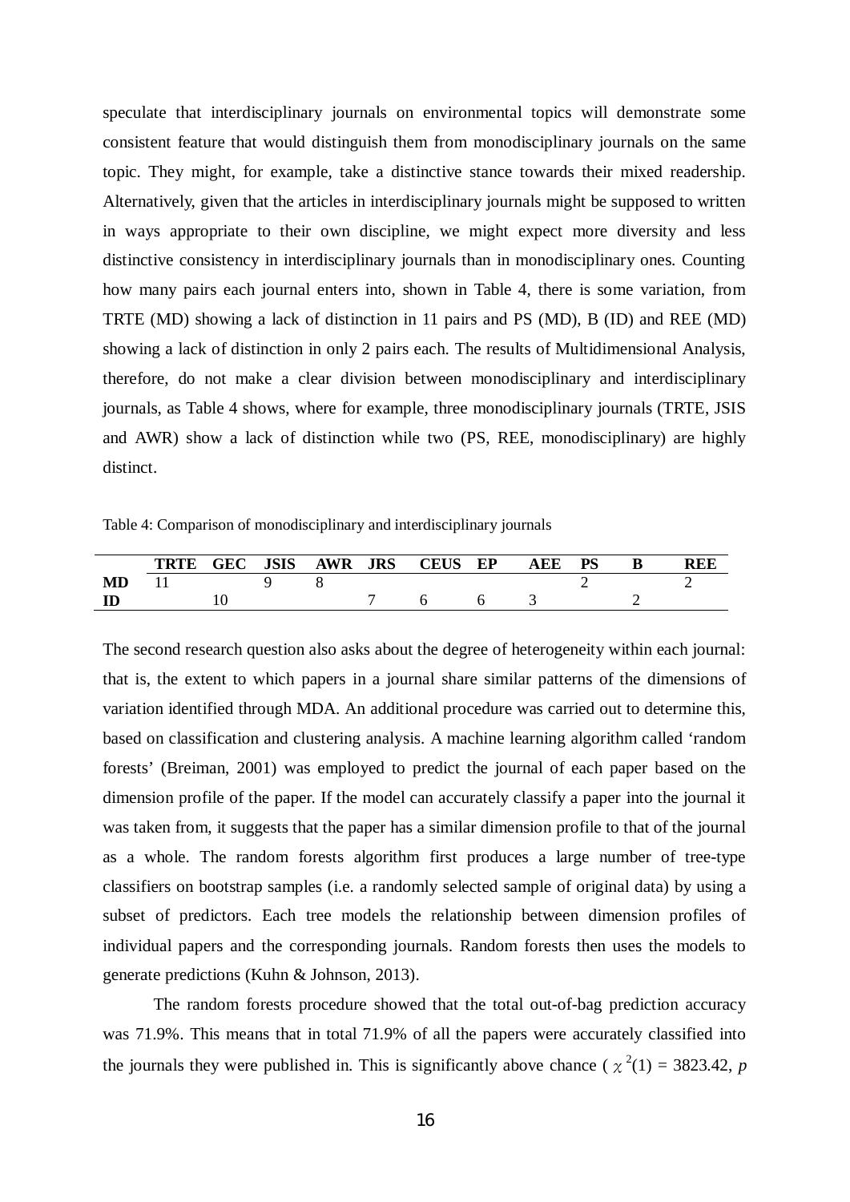speculate that interdisciplinary journals on environmental topics will demonstrate some consistent feature that would distinguish them from monodisciplinary journals on the same topic. They might, for example, take a distinctive stance towards their mixed readership. Alternatively, given that the articles in interdisciplinary journals might be supposed to written in ways appropriate to their own discipline, we might expect more diversity and less distinctive consistency in interdisciplinary journals than in monodisciplinary ones. Counting how many pairs each journal enters into, shown in Table 4, there is some variation, from TRTE (MD) showing a lack of distinction in 11 pairs and PS (MD), B (ID) and REE (MD) showing a lack of distinction in only 2 pairs each. The results of Multidimensional Analysis, therefore, do not make a clear division between monodisciplinary and interdisciplinary journals, as Table 4 shows, where for example, three monodisciplinary journals (TRTE, JSIS and AWR) show a lack of distinction while two (PS, REE, monodisciplinary) are highly distinct.

Table 4: Comparison of monodisciplinary and interdisciplinary journals

| | TRTE | GEC | JSIS | AWR | JRS | CEUS | EP | AEE | PS | B | REE |
|---|---|---|---|---|---|---|---|---|---|---|---|
| **MD** | 11 | | 9 | 8 | | | | | 2 | | 2 |
| **ID** | | 10 | | | 7 | 6 | 6 | 3 | | 2 | |

The second research question also asks about the degree of heterogeneity within each journal: that is, the extent to which papers in a journal share similar patterns of the dimensions of variation identified through MDA. An additional procedure was carried out to determine this, based on classification and clustering analysis. A machine learning algorithm called 'random forests' (Breiman, 2001) was employed to predict the journal of each paper based on the dimension profile of the paper. If the model can accurately classify a paper into the journal it was taken from, it suggests that the paper has a similar dimension profile to that of the journal as a whole. The random forests algorithm first produces a large number of tree-type classifiers on bootstrap samples (i.e. a randomly selected sample of original data) by using a subset of predictors. Each tree models the relationship between dimension profiles of individual papers and the corresponding journals. Random forests then uses the models to generate predictions (Kuhn & Johnson, 2013).

The random forests procedure showed that the total out-of-bag prediction accuracy was 71.9%. This means that in total 71.9% of all the papers were accurately classified into the journals they were published in. This is significantly above chance ($\chi^2(1) = 3823.42$, *p*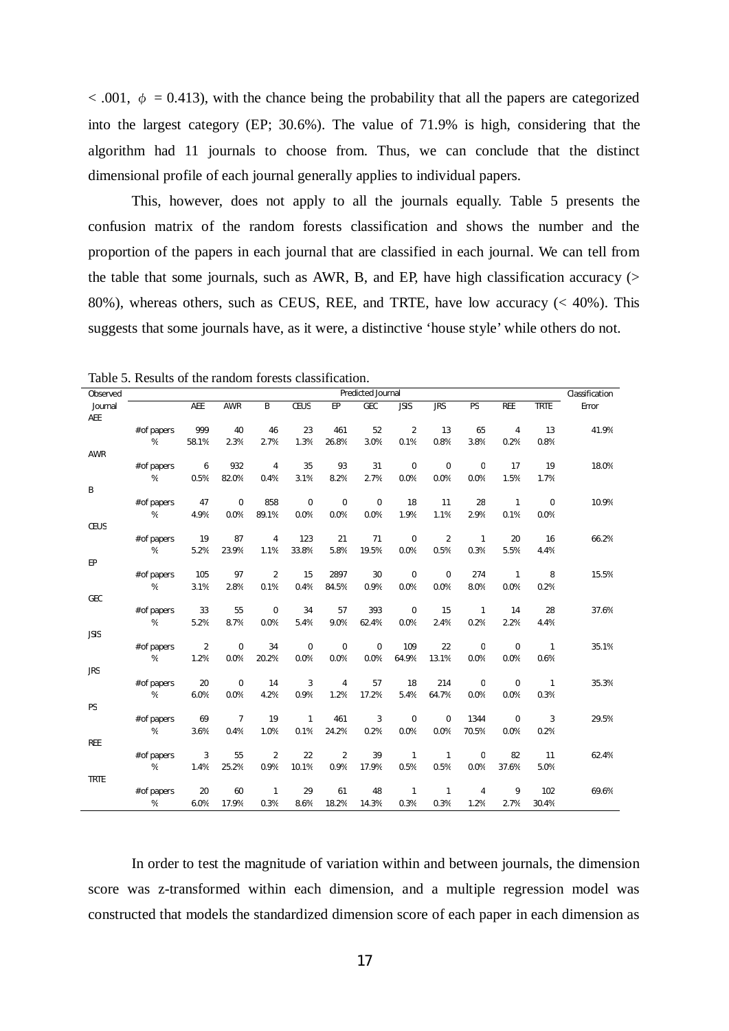< .001, $\phi$ = 0.413), with the chance being the probability that all the papers are categorized into the largest category (EP; 30.6%). The value of 71.9% is high, considering that the algorithm had 11 journals to choose from. Thus, we can conclude that the distinct dimensional profile of each journal generally applies to individual papers.

This, however, does not apply to all the journals equally. Table 5 presents the confusion matrix of the random forests classification and shows the number and the proportion of the papers in each journal that are classified in each journal. We can tell from the table that some journals, such as AWR, B, and EP, have high classification accuracy (> 80%), whereas others, such as CEUS, REE, and TRTE, have low accuracy (< 40%). This suggests that some journals have, as it were, a distinctive 'house style' while others do not.

Table 5. Results of the random forests classification.

| Observed Journal | | Predicted Journal | | | | | | | | | | | Classification Error |
|---|---|---|---|---|---|---|---|---|---|---|---|---|---|
| | | AEE | AWR | B | CEUS | EP | GEC | JSIS | JRS | PS | REE | TRTE | |
| AEE | | | | | | | | | | | | | |
| | # of papers | 999 | 40 | 46 | 23 | 461 | 52 | 2 | 13 | 65 | 4 | 13 | 41.9% |
| | % | 58.1% | 2.3% | 2.7% | 1.3% | 26.8% | 3.0% | 0.1% | 0.8% | 3.8% | 0.2% | 0.8% | |
| AWR | | | | | | | | | | | | | |
| | # of papers | 6 | 932 | 4 | 35 | 93 | 31 | 0 | 0 | 0 | 17 | 19 | 18.0% |
| | % | 0.5% | 82.0% | 0.4% | 3.1% | 8.2% | 2.7% | 0.0% | 0.0% | 0.0% | 1.5% | 1.7% | |
| B | | | | | | | | | | | | | |
| | # of papers | 47 | 0 | 858 | 0 | 0 | 0 | 18 | 11 | 28 | 1 | 0 | 10.9% |
| | % | 4.9% | 0.0% | 89.1% | 0.0% | 0.0% | 0.0% | 1.9% | 1.1% | 2.9% | 0.1% | 0.0% | |
| CEUS | | | | | | | | | | | | | |
| | # of papers | 19 | 87 | 4 | 123 | 21 | 71 | 0 | 2 | 1 | 20 | 16 | 66.2% |
| | % | 5.2% | 23.9% | 1.1% | 33.8% | 5.8% | 19.5% | 0.0% | 0.5% | 0.3% | 5.5% | 4.4% | |
| EP | | | | | | | | | | | | | |
| | # of papers | 105 | 97 | 2 | 15 | 2897 | 30 | 0 | 0 | 274 | 1 | 8 | 15.5% |
| | % | 3.1% | 2.8% | 0.1% | 0.4% | 84.5% | 0.9% | 0.0% | 0.0% | 8.0% | 0.0% | 0.2% | |
| GEC | | | | | | | | | | | | | |
| | # of papers | 33 | 55 | 0 | 34 | 57 | 393 | 0 | 15 | 1 | 14 | 28 | 37.6% |
| | % | 5.2% | 8.7% | 0.0% | 5.4% | 9.0% | 62.4% | 0.0% | 2.4% | 0.2% | 2.2% | 4.4% | |
| JSIS | | | | | | | | | | | | | |
| | # of papers | 2 | 0 | 34 | 0 | 0 | 0 | 109 | 22 | 0 | 0 | 1 | 35.1% |
| | % | 1.2% | 0.0% | 20.2% | 0.0% | 0.0% | 0.0% | 64.9% | 13.1% | 0.0% | 0.0% | 0.6% | |
| JRS | | | | | | | | | | | | | |
| | # of papers | 20 | 0 | 14 | 3 | 4 | 57 | 18 | 214 | 0 | 0 | 1 | 35.3% |
| | % | 6.0% | 0.0% | 4.2% | 0.9% | 1.2% | 17.2% | 5.4% | 64.7% | 0.0% | 0.0% | 0.3% | |
| PS | | | | | | | | | | | | | |
| | # of papers | 69 | 7 | 19 | 1 | 461 | 3 | 0 | 0 | 1344 | 0 | 3 | 29.5% |
| | % | 3.6% | 0.4% | 1.0% | 0.1% | 24.2% | 0.2% | 0.0% | 0.0% | 70.5% | 0.0% | 0.2% | |
| REE | | | | | | | | | | | | | |
| | # of papers | 3 | 55 | 2 | 22 | 2 | 39 | 1 | 1 | 0 | 82 | 11 | 62.4% |
| | % | 1.4% | 25.2% | 0.9% | 10.1% | 0.9% | 17.9% | 0.5% | 0.5% | 0.0% | 37.6% | 5.0% | |
| TRTE | | | | | | | | | | | | | |
| | # of papers | 20 | 60 | 1 | 29 | 61 | 48 | 1 | 1 | 4 | 9 | 102 | 69.6% |
| | % | 6.0% | 17.9% | 0.3% | 8.6% | 18.2% | 14.3% | 0.3% | 0.3% | 1.2% | 2.7% | 30.4% | |

In order to test the magnitude of variation within and between journals, the dimension score was z-transformed within each dimension, and a multiple regression model was constructed that models the standardized dimension score of each paper in each dimension as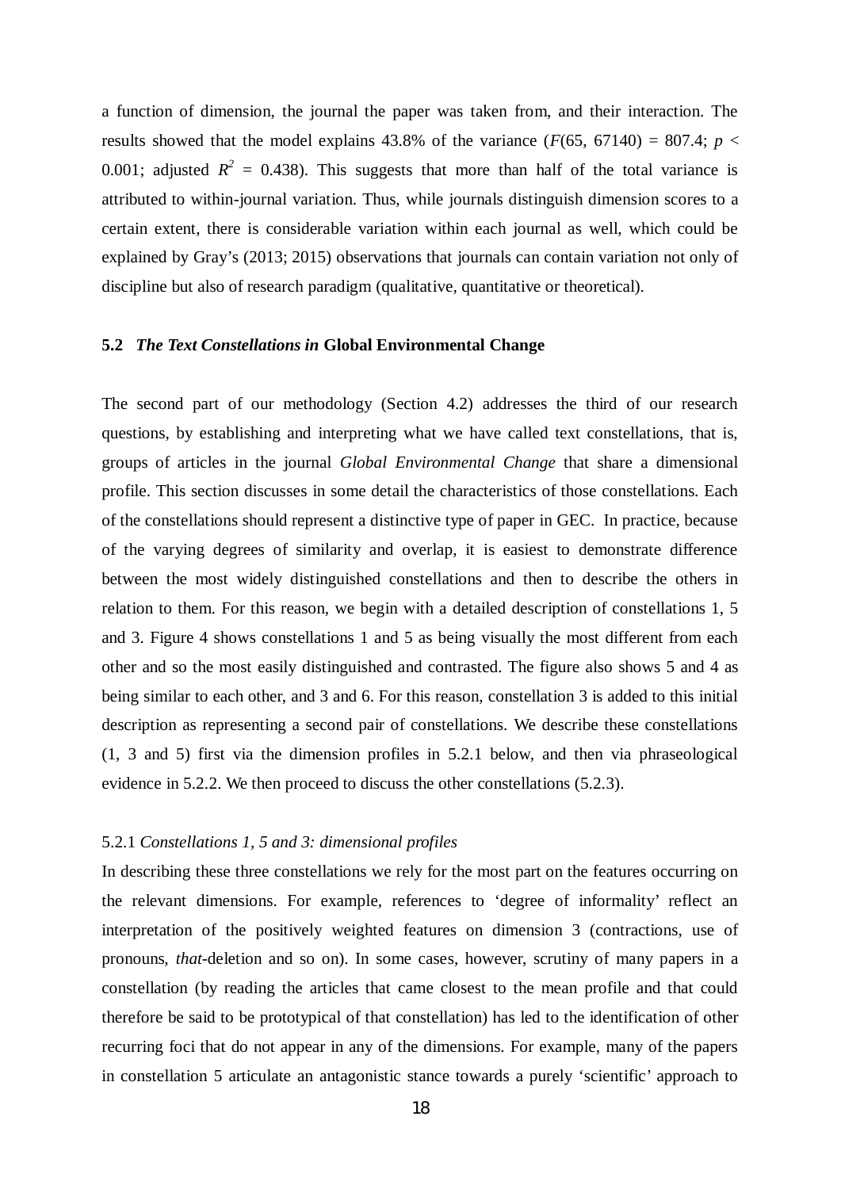a function of dimension, the journal the paper was taken from, and their interaction. The results showed that the model explains 43.8% of the variance ($F(65, 67140) = 807.4$; $p < 0.001$; adjusted $R^2 = 0.438$). This suggests that more than half of the total variance is attributed to within-journal variation. Thus, while journals distinguish dimension scores to a certain extent, there is considerable variation within each journal as well, which could be explained by Gray's (2013; 2015) observations that journals can contain variation not only of discipline but also of research paradigm (qualitative, quantitative or theoretical).

### 5.2 *The Text Constellations in* Global Environmental Change

The second part of our methodology (Section 4.2) addresses the third of our research questions, by establishing and interpreting what we have called text constellations, that is, groups of articles in the journal *Global Environmental Change* that share a dimensional profile. This section discusses in some detail the characteristics of those constellations. Each of the constellations should represent a distinctive type of paper in GEC. In practice, because of the varying degrees of similarity and overlap, it is easiest to demonstrate difference between the most widely distinguished constellations and then to describe the others in relation to them. For this reason, we begin with a detailed description of constellations 1, 5 and 3. Figure 4 shows constellations 1 and 5 as being visually the most different from each other and so the most easily distinguished and contrasted. The figure also shows 5 and 4 as being similar to each other, and 3 and 6. For this reason, constellation 3 is added to this initial description as representing a second pair of constellations. We describe these constellations (1, 3 and 5) first via the dimension profiles in 5.2.1 below, and then via phraseological evidence in 5.2.2. We then proceed to discuss the other constellations (5.2.3).

#### 5.2.1 *Constellations 1, 5 and 3: dimensional profiles*

In describing these three constellations we rely for the most part on the features occurring on the relevant dimensions. For example, references to 'degree of informality' reflect an interpretation of the positively weighted features on dimension 3 (contractions, use of pronouns, *that*-deletion and so on). In some cases, however, scrutiny of many papers in a constellation (by reading the articles that came closest to the mean profile and that could therefore be said to be prototypical of that constellation) has led to the identification of other recurring foci that do not appear in any of the dimensions. For example, many of the papers in constellation 5 articulate an antagonistic stance towards a purely 'scientific' approach to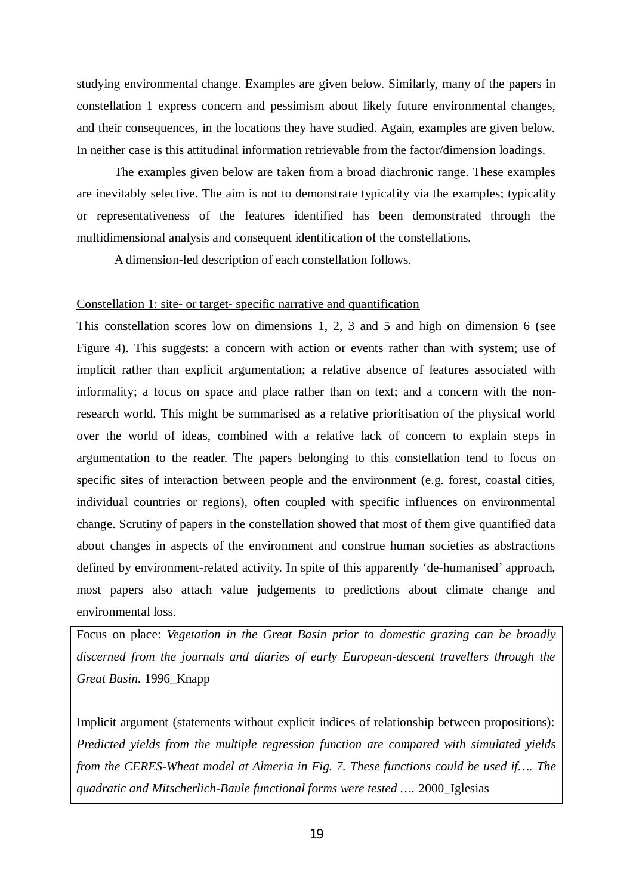studying environmental change. Examples are given below. Similarly, many of the papers in constellation 1 express concern and pessimism about likely future environmental changes, and their consequences, in the locations they have studied. Again, examples are given below. In neither case is this attitudinal information retrievable from the factor/dimension loadings.

The examples given below are taken from a broad diachronic range. These examples are inevitably selective. The aim is not to demonstrate typicality via the examples; typicality or representativeness of the features identified has been demonstrated through the multidimensional analysis and consequent identification of the constellations.

A dimension-led description of each constellation follows.

<u>Constellation 1: site- or target- specific narrative and quantification</u>

This constellation scores low on dimensions 1, 2, 3 and 5 and high on dimension 6 (see Figure 4). This suggests: a concern with action or events rather than with system; use of implicit rather than explicit argumentation; a relative absence of features associated with informality; a focus on space and place rather than on text; and a concern with the non-research world. This might be summarised as a relative prioritisation of the physical world over the world of ideas, combined with a relative lack of concern to explain steps in argumentation to the reader. The papers belonging to this constellation tend to focus on specific sites of interaction between people and the environment (e.g. forest, coastal cities, individual countries or regions), often coupled with specific influences on environmental change. Scrutiny of papers in the constellation showed that most of them give quantified data about changes in aspects of the environment and construe human societies as abstractions defined by environment-related activity. In spite of this apparently 'de-humanised' approach, most papers also attach value judgements to predictions about climate change and environmental loss.

Focus on place: *Vegetation in the Great Basin prior to domestic grazing can be broadly discerned from the journals and diaries of early European-descent travellers through the Great Basin.* 1996_Knapp

Implicit argument (statements without explicit indices of relationship between propositions): *Predicted yields from the multiple regression function are compared with simulated yields from the CERES-Wheat model at Almeria in Fig. 7. These functions could be used if…. The quadratic and Mitscherlich-Baule functional forms were tested ….* 2000_Iglesias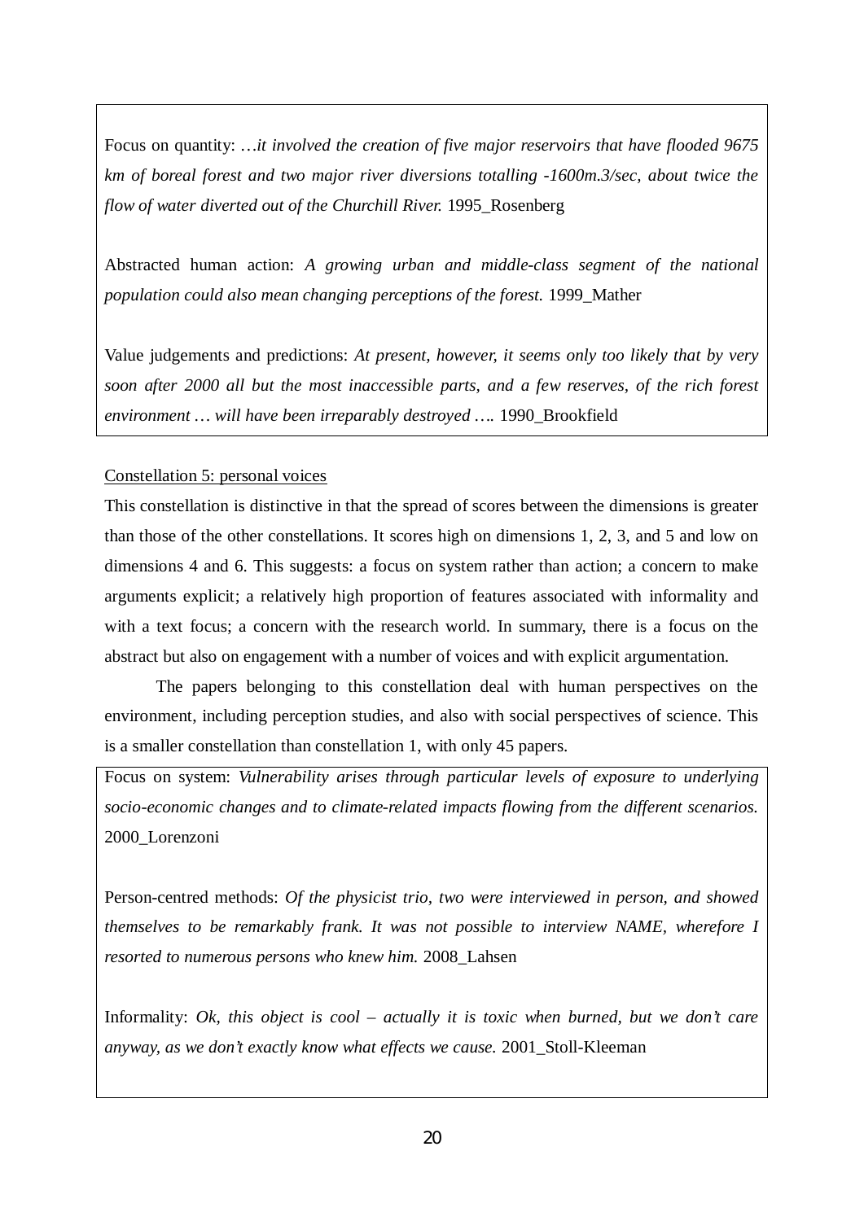Focus on quantity: *…it involved the creation of five major reservoirs that have flooded 9675 km of boreal forest and two major river diversions totalling -1600m.3/sec, about twice the flow of water diverted out of the Churchill River.* 1995_Rosenberg

Abstracted human action: *A growing urban and middle-class segment of the national population could also mean changing perceptions of the forest.* 1999_Mather

Value judgements and predictions: *At present, however, it seems only too likely that by very soon after 2000 all but the most inaccessible parts, and a few reserves, of the rich forest environment … will have been irreparably destroyed ….* 1990_Brookfield

Constellation 5: personal voices

This constellation is distinctive in that the spread of scores between the dimensions is greater than those of the other constellations. It scores high on dimensions 1, 2, 3, and 5 and low on dimensions 4 and 6. This suggests: a focus on system rather than action; a concern to make arguments explicit; a relatively high proportion of features associated with informality and with a text focus; a concern with the research world. In summary, there is a focus on the abstract but also on engagement with a number of voices and with explicit argumentation.

The papers belonging to this constellation deal with human perspectives on the environment, including perception studies, and also with social perspectives of science. This is a smaller constellation than constellation 1, with only 45 papers.

Focus on system: *Vulnerability arises through particular levels of exposure to underlying socio-economic changes and to climate-related impacts flowing from the different scenarios.* 2000_Lorenzoni

Person-centred methods: *Of the physicist trio, two were interviewed in person, and showed themselves to be remarkably frank. It was not possible to interview NAME, wherefore I resorted to numerous persons who knew him.* 2008_Lahsen

Informality: *Ok, this object is cool – actually it is toxic when burned, but we don't care anyway, as we don't exactly know what effects we cause.* 2001_Stoll-Kleeman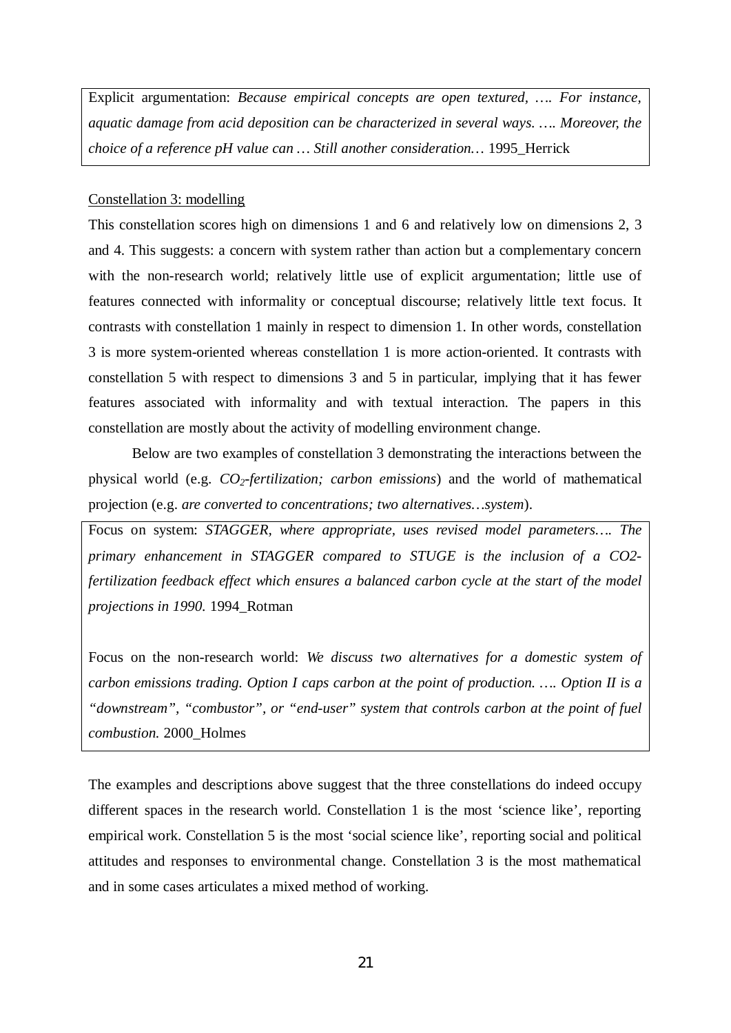Explicit argumentation: *Because empirical concepts are open textured, …. For instance, aquatic damage from acid deposition can be characterized in several ways. …. Moreover, the choice of a reference pH value can … Still another consideration…* 1995_Herrick

Constellation 3: modelling

This constellation scores high on dimensions 1 and 6 and relatively low on dimensions 2, 3 and 4. This suggests: a concern with system rather than action but a complementary concern with the non-research world; relatively little use of explicit argumentation; little use of features connected with informality or conceptual discourse; relatively little text focus. It contrasts with constellation 1 mainly in respect to dimension 1. In other words, constellation 3 is more system-oriented whereas constellation 1 is more action-oriented. It contrasts with constellation 5 with respect to dimensions 3 and 5 in particular, implying that it has fewer features associated with informality and with textual interaction. The papers in this constellation are mostly about the activity of modelling environment change.

Below are two examples of constellation 3 demonstrating the interactions between the physical world (e.g. *$CO_2$-fertilization; carbon emissions*) and the world of mathematical projection (e.g. *are converted to concentrations; two alternatives…system*).

Focus on system: *STAGGER, where appropriate, uses revised model parameters…. The primary enhancement in STAGGER compared to STUGE is the inclusion of a CO2-fertilization feedback effect which ensures a balanced carbon cycle at the start of the model projections in 1990.* 1994_Rotman

Focus on the non-research world: *We discuss two alternatives for a domestic system of carbon emissions trading. Option I caps carbon at the point of production. …. Option II is a "downstream", "combustor", or "end-user" system that controls carbon at the point of fuel combustion.* 2000_Holmes

The examples and descriptions above suggest that the three constellations do indeed occupy different spaces in the research world. Constellation 1 is the most 'science like', reporting empirical work. Constellation 5 is the most 'social science like', reporting social and political attitudes and responses to environmental change. Constellation 3 is the most mathematical and in some cases articulates a mixed method of working.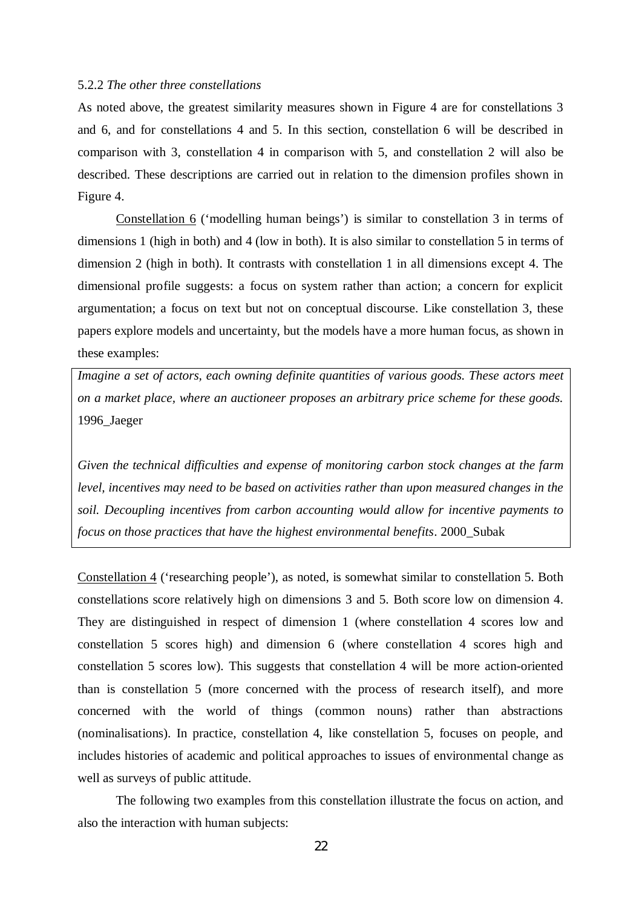5.2.2 *The other three constellations*

As noted above, the greatest similarity measures shown in Figure 4 are for constellations 3 and 6, and for constellations 4 and 5. In this section, constellation 6 will be described in comparison with 3, constellation 4 in comparison with 5, and constellation 2 will also be described. These descriptions are carried out in relation to the dimension profiles shown in Figure 4.

Constellation 6 ('modelling human beings') is similar to constellation 3 in terms of dimensions 1 (high in both) and 4 (low in both). It is also similar to constellation 5 in terms of dimension 2 (high in both). It contrasts with constellation 1 in all dimensions except 4. The dimensional profile suggests: a focus on system rather than action; a concern for explicit argumentation; a focus on text but not on conceptual discourse. Like constellation 3, these papers explore models and uncertainty, but the models have a more human focus, as shown in these examples:

> *Imagine a set of actors, each owning definite quantities of various goods. These actors meet on a market place, where an auctioneer proposes an arbitrary price scheme for these goods.* 1996_Jaeger
>
> *Given the technical difficulties and expense of monitoring carbon stock changes at the farm level, incentives may need to be based on activities rather than upon measured changes in the soil. Decoupling incentives from carbon accounting would allow for incentive payments to focus on those practices that have the highest environmental benefits*. 2000_Subak

Constellation 4 ('researching people'), as noted, is somewhat similar to constellation 5. Both constellations score relatively high on dimensions 3 and 5. Both score low on dimension 4. They are distinguished in respect of dimension 1 (where constellation 4 scores low and constellation 5 scores high) and dimension 6 (where constellation 4 scores high and constellation 5 scores low). This suggests that constellation 4 will be more action-oriented than is constellation 5 (more concerned with the process of research itself), and more concerned with the world of things (common nouns) rather than abstractions (nominalisations). In practice, constellation 4, like constellation 5, focuses on people, and includes histories of academic and political approaches to issues of environmental change as well as surveys of public attitude.

The following two examples from this constellation illustrate the focus on action, and also the interaction with human subjects: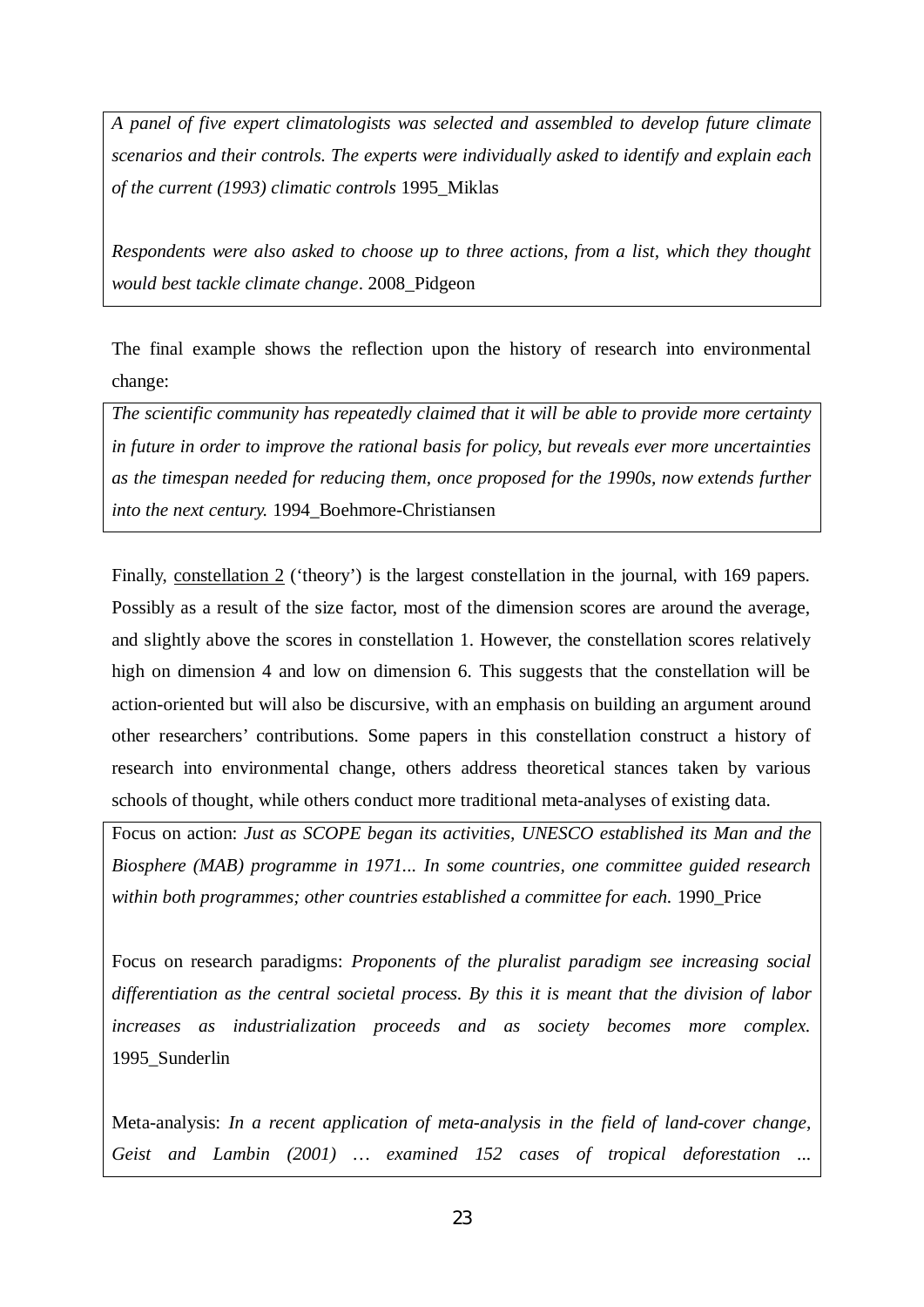*A panel of five expert climatologists was selected and assembled to develop future climate scenarios and their controls. The experts were individually asked to identify and explain each of the current (1993) climatic controls* 1995_Miklas

*Respondents were also asked to choose up to three actions, from a list, which they thought would best tackle climate change*. 2008_Pidgeon

The final example shows the reflection upon the history of research into environmental change:

*The scientific community has repeatedly claimed that it will be able to provide more certainty in future in order to improve the rational basis for policy, but reveals ever more uncertainties as the timespan needed for reducing them, once proposed for the 1990s, now extends further into the next century.* 1994_Boehmore-Christiansen

Finally, constellation 2 ('theory') is the largest constellation in the journal, with 169 papers. Possibly as a result of the size factor, most of the dimension scores are around the average, and slightly above the scores in constellation 1. However, the constellation scores relatively high on dimension 4 and low on dimension 6. This suggests that the constellation will be action-oriented but will also be discursive, with an emphasis on building an argument around other researchers' contributions. Some papers in this constellation construct a history of research into environmental change, others address theoretical stances taken by various schools of thought, while others conduct more traditional meta-analyses of existing data.

Focus on action: *Just as SCOPE began its activities, UNESCO established its Man and the Biosphere (MAB) programme in 1971... In some countries, one committee guided research within both programmes; other countries established a committee for each.* 1990_Price

Focus on research paradigms: *Proponents of the pluralist paradigm see increasing social differentiation as the central societal process. By this it is meant that the division of labor increases as industrialization proceeds and as society becomes more complex.* 1995_Sunderlin

Meta-analysis: *In a recent application of meta-analysis in the field of land-cover change, Geist and Lambin (2001) … examined 152 cases of tropical deforestation ...*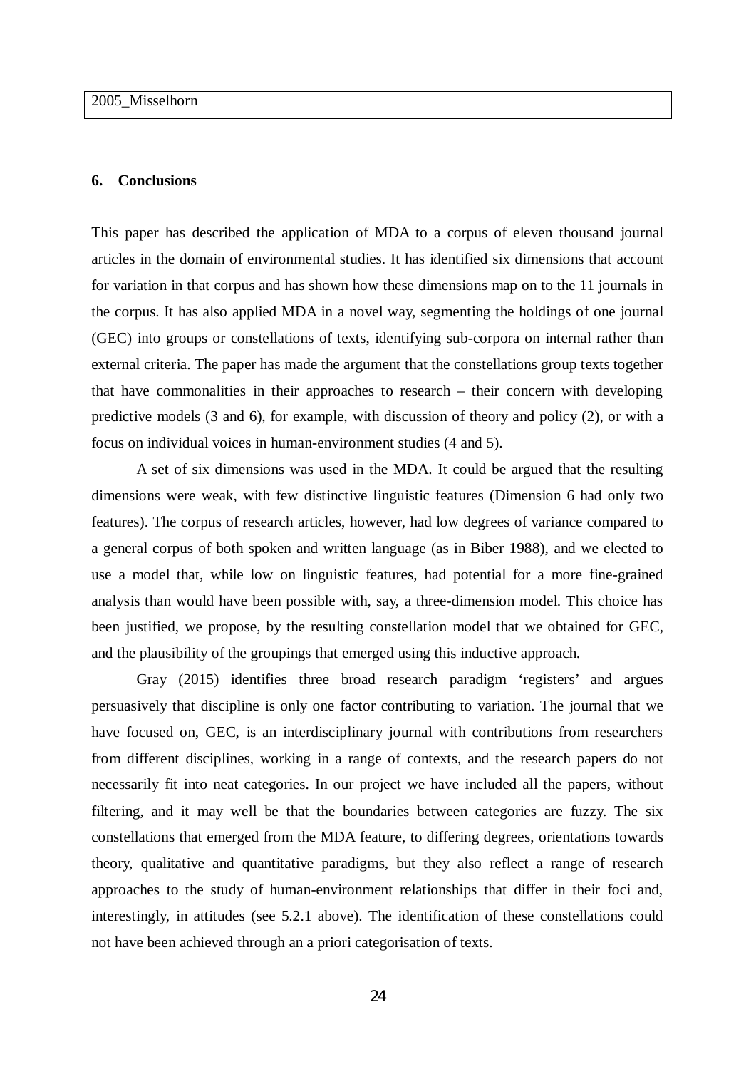## 6. Conclusions

This paper has described the application of MDA to a corpus of eleven thousand journal articles in the domain of environmental studies. It has identified six dimensions that account for variation in that corpus and has shown how these dimensions map on to the 11 journals in the corpus. It has also applied MDA in a novel way, segmenting the holdings of one journal (GEC) into groups or constellations of texts, identifying sub-corpora on internal rather than external criteria. The paper has made the argument that the constellations group texts together that have commonalities in their approaches to research – their concern with developing predictive models (3 and 6), for example, with discussion of theory and policy (2), or with a focus on individual voices in human-environment studies (4 and 5).

A set of six dimensions was used in the MDA. It could be argued that the resulting dimensions were weak, with few distinctive linguistic features (Dimension 6 had only two features). The corpus of research articles, however, had low degrees of variance compared to a general corpus of both spoken and written language (as in Biber 1988), and we elected to use a model that, while low on linguistic features, had potential for a more fine-grained analysis than would have been possible with, say, a three-dimension model. This choice has been justified, we propose, by the resulting constellation model that we obtained for GEC, and the plausibility of the groupings that emerged using this inductive approach.

Gray (2015) identifies three broad research paradigm 'registers' and argues persuasively that discipline is only one factor contributing to variation. The journal that we have focused on, GEC, is an interdisciplinary journal with contributions from researchers from different disciplines, working in a range of contexts, and the research papers do not necessarily fit into neat categories. In our project we have included all the papers, without filtering, and it may well be that the boundaries between categories are fuzzy. The six constellations that emerged from the MDA feature, to differing degrees, orientations towards theory, qualitative and quantitative paradigms, but they also reflect a range of research approaches to the study of human-environment relationships that differ in their foci and, interestingly, in attitudes (see 5.2.1 above). The identification of these constellations could not have been achieved through an a priori categorisation of texts.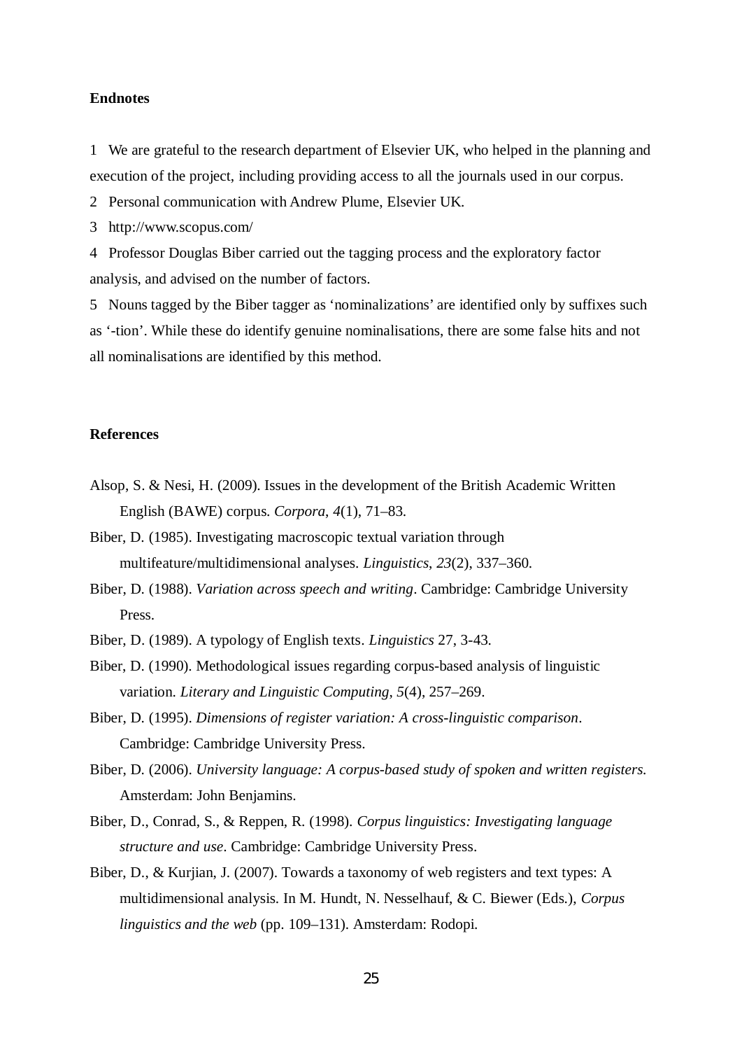**Endnotes**

1 We are grateful to the research department of Elsevier UK, who helped in the planning and execution of the project, including providing access to all the journals used in our corpus.

2 Personal communication with Andrew Plume, Elsevier UK.

3 http://www.scopus.com/

4 Professor Douglas Biber carried out the tagging process and the exploratory factor analysis, and advised on the number of factors.

5 Nouns tagged by the Biber tagger as 'nominalizations' are identified only by suffixes such as '-tion'. While these do identify genuine nominalisations, there are some false hits and not all nominalisations are identified by this method.

**References**

Alsop, S. & Nesi, H. (2009). Issues in the development of the British Academic Written English (BAWE) corpus. *Corpora*, *4*(1), 71–83.

Biber, D. (1985). Investigating macroscopic textual variation through multifeature/multidimensional analyses. *Linguistics*, *23*(2), 337–360.

Biber, D. (1988). *Variation across speech and writing*. Cambridge: Cambridge University Press.

Biber, D. (1989). A typology of English texts. *Linguistics* 27, 3-43.

Biber, D. (1990). Methodological issues regarding corpus-based analysis of linguistic variation. *Literary and Linguistic Computing*, *5*(4), 257–269.

Biber, D. (1995). *Dimensions of register variation: A cross-linguistic comparison*. Cambridge: Cambridge University Press.

Biber, D. (2006). *University language: A corpus-based study of spoken and written registers.* Amsterdam: John Benjamins.

Biber, D., Conrad, S., & Reppen, R. (1998). *Corpus linguistics: Investigating language structure and use*. Cambridge: Cambridge University Press.

Biber, D., & Kurjian, J. (2007). Towards a taxonomy of web registers and text types: A multidimensional analysis. In M. Hundt, N. Nesselhauf, & C. Biewer (Eds.), *Corpus linguistics and the web* (pp. 109–131). Amsterdam: Rodopi.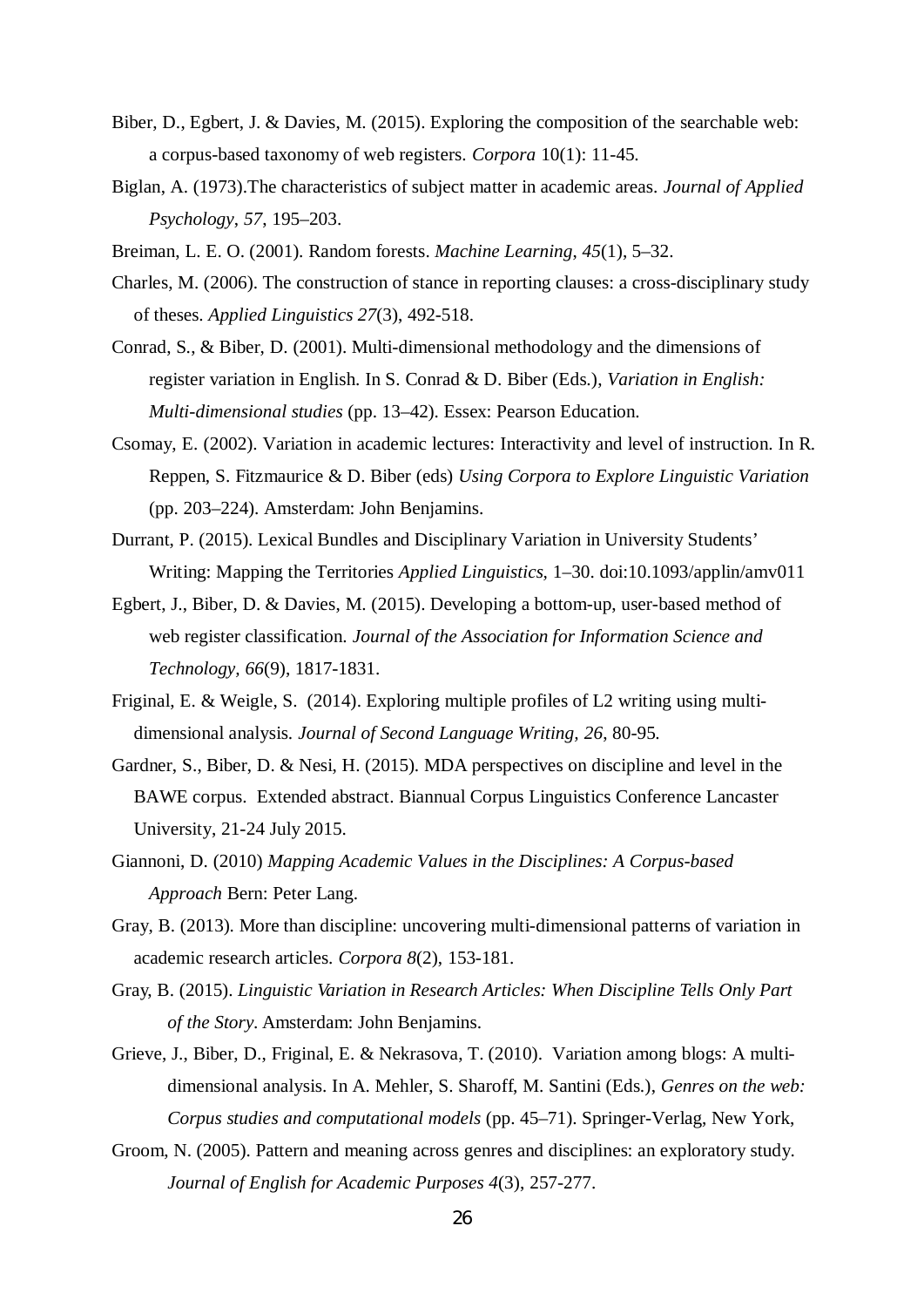Biber, D., Egbert, J. & Davies, M. (2015). Exploring the composition of the searchable web: a corpus-based taxonomy of web registers. *Corpora* 10(1): 11-45.

Biglan, A. (1973).The characteristics of subject matter in academic areas. *Journal of Applied Psychology*, *57*, 195–203.

Breiman, L. E. O. (2001). Random forests. *Machine Learning*, *45*(1), 5–32.

Charles, M. (2006). The construction of stance in reporting clauses: a cross-disciplinary study of theses. *Applied Linguistics 27*(3), 492-518.

Conrad, S., & Biber, D. (2001). Multi-dimensional methodology and the dimensions of register variation in English. In S. Conrad & D. Biber (Eds.), *Variation in English: Multi-dimensional studies* (pp. 13–42). Essex: Pearson Education.

Csomay, E. (2002). Variation in academic lectures: Interactivity and level of instruction. In R. Reppen, S. Fitzmaurice & D. Biber (eds) *Using Corpora to Explore Linguistic Variation* (pp. 203–224). Amsterdam: John Benjamins.

Durrant, P. (2015). Lexical Bundles and Disciplinary Variation in University Students' Writing: Mapping the Territories *Applied Linguistics,* 1–30. doi:10.1093/applin/amv011

Egbert, J., Biber, D. & Davies, M. (2015). Developing a bottom-up, user-based method of web register classification. *Journal of the Association for Information Science and Technology, 66*(9), 1817-1831.

Friginal, E. & Weigle, S. (2014). Exploring multiple profiles of L2 writing using multi-dimensional analysis. *Journal of Second Language Writing, 26*, 80-95.

Gardner, S., Biber, D. & Nesi, H. (2015). MDA perspectives on discipline and level in the BAWE corpus. Extended abstract. Biannual Corpus Linguistics Conference Lancaster University, 21-24 July 2015.

Giannoni, D. (2010) *Mapping Academic Values in the Disciplines: A Corpus-based Approach* Bern: Peter Lang.

Gray, B. (2013). More than discipline: uncovering multi-dimensional patterns of variation in academic research articles. *Corpora 8*(2), 153-181.

Gray, B. (2015). *Linguistic Variation in Research Articles: When Discipline Tells Only Part of the Story*. Amsterdam: John Benjamins.

Grieve, J., Biber, D., Friginal, E. & Nekrasova, T. (2010). Variation among blogs: A multi-dimensional analysis. In A. Mehler, S. Sharoff, M. Santini (Eds.), *Genres on the web: Corpus studies and computational models* (pp. 45–71). Springer-Verlag, New York,

Groom, N. (2005). Pattern and meaning across genres and disciplines: an exploratory study. *Journal of English for Academic Purposes 4*(3), 257-277.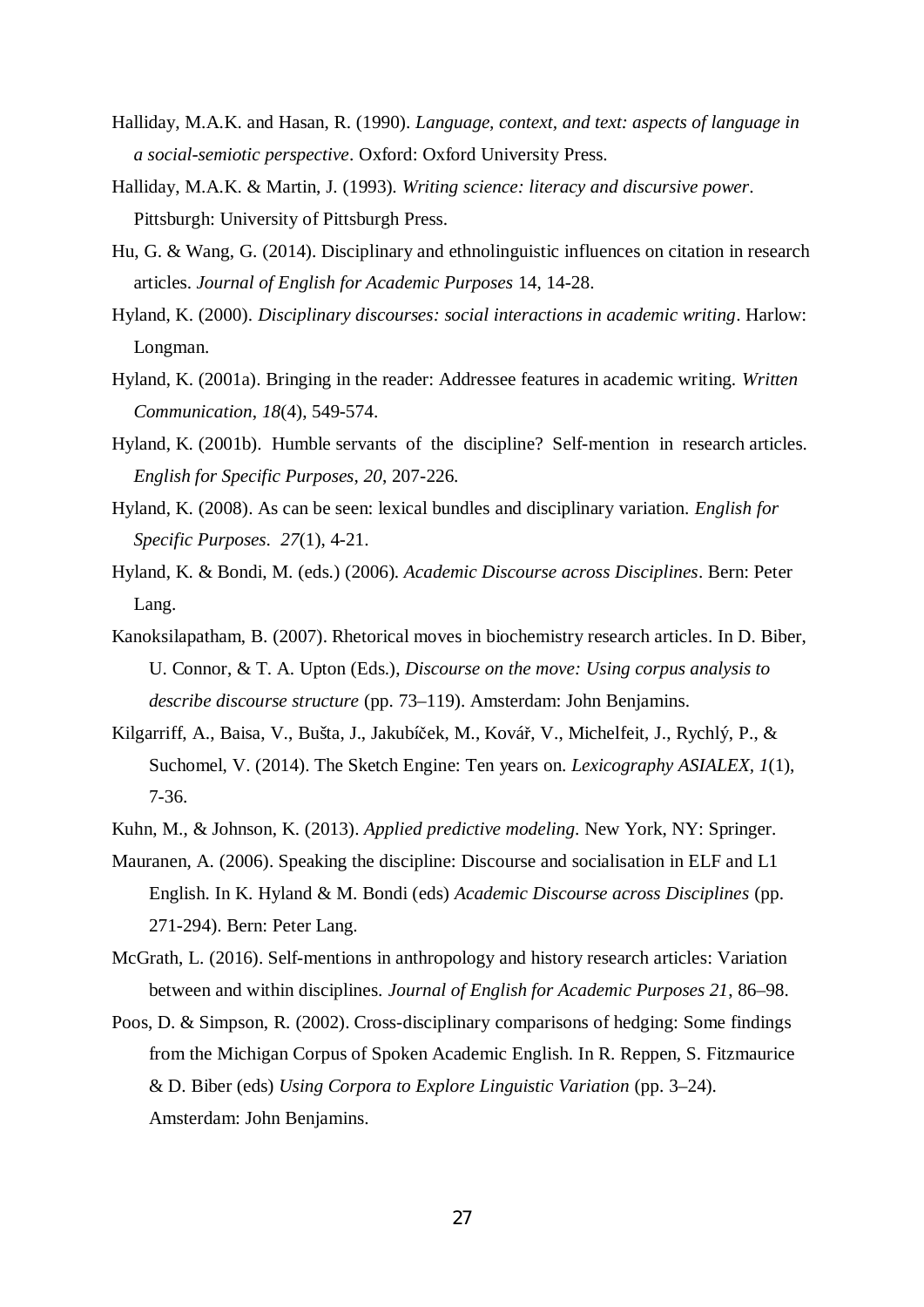Halliday, M.A.K. and Hasan, R. (1990). *Language, context, and text: aspects of language in a social-semiotic perspective*. Oxford: Oxford University Press.

Halliday, M.A.K. & Martin, J. (1993). *Writing science: literacy and discursive power*. Pittsburgh: University of Pittsburgh Press.

Hu, G. & Wang, G. (2014). Disciplinary and ethnolinguistic influences on citation in research articles. *Journal of English for Academic Purposes* 14, 14-28.

Hyland, K. (2000). *Disciplinary discourses: social interactions in academic writing*. Harlow: Longman.

Hyland, K. (2001a). Bringing in the reader: Addressee features in academic writing. *Written Communication*, *18*(4), 549-574.

Hyland, K. (2001b). Humble servants of the discipline? Self-mention in research articles. *English for Specific Purposes*, *20*, 207-226.

Hyland, K. (2008). As can be seen: lexical bundles and disciplinary variation. *English for Specific Purposes*. *27*(1), 4-21.

Hyland, K. & Bondi, M. (eds.) (2006). *Academic Discourse across Disciplines*. Bern: Peter Lang.

Kanoksilapatham, B. (2007). Rhetorical moves in biochemistry research articles. In D. Biber, U. Connor, & T. A. Upton (Eds.), *Discourse on the move: Using corpus analysis to describe discourse structure* (pp. 73–119). Amsterdam: John Benjamins.

Kilgarriff, A., Baisa, V., Bušta, J., Jakubíček, M., Kovář, V., Michelfeit, J., Rychlý, P., & Suchomel, V. (2014). The Sketch Engine: Ten years on. *Lexicography ASIALEX*, *1*(1), 7-36.

Kuhn, M., & Johnson, K. (2013). *Applied predictive modeling*. New York, NY: Springer.

Mauranen, A. (2006). Speaking the discipline: Discourse and socialisation in ELF and L1 English. In K. Hyland & M. Bondi (eds) *Academic Discourse across Disciplines* (pp. 271-294). Bern: Peter Lang.

McGrath, L. (2016). Self-mentions in anthropology and history research articles: Variation between and within disciplines. *Journal of English for Academic Purposes 21*, 86–98.

Poos, D. & Simpson, R. (2002). Cross-disciplinary comparisons of hedging: Some findings from the Michigan Corpus of Spoken Academic English. In R. Reppen, S. Fitzmaurice & D. Biber (eds) *Using Corpora to Explore Linguistic Variation* (pp. 3–24). Amsterdam: John Benjamins.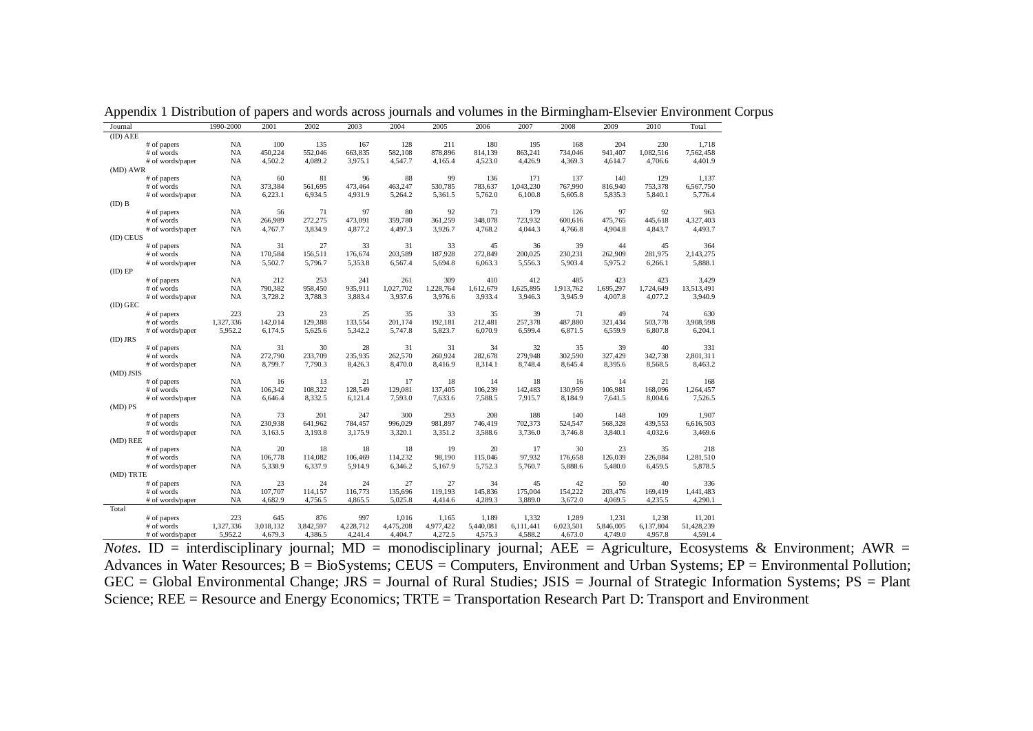Appendix 1 Distribution of papers and words across journals and volumes in the Birmingham-Elsevier Environment Corpus

| Journal | | 1990-2000 | 2001 | 2002 | 2003 | 2004 | 2005 | 2006 | 2007 | 2008 | 2009 | 2010 | Total |
|---|---|---|---|---|---|---|---|---|---|---|---|---|---|
| (ID) AEE | | | | | | | | | | | | | |
| | # of papers | NA | 100 | 135 | 167 | 128 | 211 | 180 | 195 | 168 | 204 | 230 | 1,718 |
| | # of words | NA | 450,224 | 552,046 | 663,835 | 582,108 | 878,896 | 814,139 | 863,241 | 734,046 | 941,407 | 1,082,516 | 7,562,458 |
| | # of words/paper | NA | 4,502.2 | 4,089.2 | 3,975.1 | 4,547.7 | 4,165.4 | 4,523.0 | 4,426.9 | 4,369.3 | 4,614.7 | 4,706.6 | 4,401.9 |
| (MD) AWR | | | | | | | | | | | | | |
| | # of papers | NA | 60 | 81 | 96 | 88 | 99 | 136 | 171 | 137 | 140 | 129 | 1,137 |
| | # of words | NA | 373,384 | 561,695 | 473,464 | 463,247 | 530,785 | 783,637 | 1,043,230 | 767,990 | 816,940 | 753,378 | 6,567,750 |
| | # of words/paper | NA | 6,223.1 | 6,934.5 | 4,931.9 | 5,264.2 | 5,361.5 | 5,762.0 | 6,100.8 | 5,605.8 | 5,835.3 | 5,840.1 | 5,776.4 |
| (ID) B | | | | | | | | | | | | | |
| | # of papers | NA | 56 | 71 | 97 | 80 | 92 | 73 | 179 | 126 | 97 | 92 | 963 |
| | # of words | NA | 266,989 | 272,275 | 473,091 | 359,780 | 361,259 | 348,078 | 723,932 | 600,616 | 475,765 | 445,618 | 4,327,403 |
| | # of words/paper | NA | 4,767.7 | 3,834.9 | 4,877.2 | 4,497.3 | 3,926.7 | 4,768.2 | 4,044.3 | 4,766.8 | 4,904.8 | 4,843.7 | 4,493.7 |
| (ID) CEUS | | | | | | | | | | | | | |
| | # of papers | NA | 31 | 27 | 33 | 31 | 33 | 45 | 36 | 39 | 44 | 45 | 364 |
| | # of words | NA | 170,584 | 156,511 | 176,674 | 203,589 | 187,928 | 272,849 | 200,025 | 230,231 | 262,909 | 281,975 | 2,143,275 |
| | # of words/paper | NA | 5,502.7 | 5,796.7 | 5,353.8 | 6,567.4 | 5,694.8 | 6,063.3 | 5,556.3 | 5,903.4 | 5,975.2 | 6,266.1 | 5,888.1 |
| (ID) EP | | | | | | | | | | | | | |
| | # of papers | NA | 212 | 253 | 241 | 261 | 309 | 410 | 412 | 485 | 423 | 423 | 3,429 |
| | # of words | NA | 790,382 | 958,450 | 935,911 | 1,027,702 | 1,228,764 | 1,612,679 | 1,625,895 | 1,913,762 | 1,695,297 | 1,724,649 | 13,513,491 |
| | # of words/paper | NA | 3,728.2 | 3,788.3 | 3,883.4 | 3,937.6 | 3,976.6 | 3,933.4 | 3,946.3 | 3,945.9 | 4,007.8 | 4,077.2 | 3,940.9 |
| (ID) GEC | | | | | | | | | | | | | |
| | # of papers | 223 | 23 | 23 | 25 | 35 | 33 | 35 | 39 | 71 | 49 | 74 | 630 |
| | # of words | 1,327,336 | 142,014 | 129,388 | 133,554 | 201,174 | 192,181 | 212,481 | 257,378 | 487,880 | 321,434 | 503,778 | 3,908,598 |
| | # of words/paper | 5,952.2 | 6,174.5 | 5,625.6 | 5,342.2 | 5,747.8 | 5,823.7 | 6,070.9 | 6,599.4 | 6,871.5 | 6,559.9 | 6,807.8 | 6,204.1 |
| (ID) JRS | | | | | | | | | | | | | |
| | # of papers | NA | 31 | 30 | 28 | 31 | 31 | 34 | 32 | 35 | 39 | 40 | 331 |
| | # of words | NA | 272,790 | 233,709 | 235,935 | 262,570 | 260,924 | 282,678 | 279,948 | 302,590 | 327,429 | 342,738 | 2,801,311 |
| | # of words/paper | NA | 8,799.7 | 7,790.3 | 8,426.3 | 8,470.0 | 8,416.9 | 8,314.1 | 8,748.4 | 8,645.4 | 8,395.6 | 8,568.5 | 8,463.2 |
| (MD) JSIS | | | | | | | | | | | | | |
| | # of papers | NA | 16 | 13 | 21 | 17 | 18 | 14 | 18 | 16 | 14 | 21 | 168 |
| | # of words | NA | 106,342 | 108,322 | 128,549 | 129,081 | 137,405 | 106,239 | 142,483 | 130,959 | 106,981 | 168,096 | 1,264,457 |
| | # of words/paper | NA | 6,646.4 | 8,332.5 | 6,121.4 | 7,593.0 | 7,633.6 | 7,588.5 | 7,915.7 | 8,184.9 | 7,641.5 | 8,004.6 | 7,526.5 |
| (MD) PS | | | | | | | | | | | | | |
| | # of papers | NA | 73 | 201 | 247 | 300 | 293 | 208 | 188 | 140 | 148 | 109 | 1,907 |
| | # of words | NA | 230,938 | 641,962 | 784,457 | 996,029 | 981,897 | 746,419 | 702,373 | 524,547 | 568,328 | 439,553 | 6,616,503 |
| | # of words/paper | NA | 3,163.5 | 3,193.8 | 3,175.9 | 3,320.1 | 3,351.2 | 3,588.6 | 3,736.0 | 3,746.8 | 3,840.1 | 4,032.6 | 3,469.6 |
| (MD) REE | | | | | | | | | | | | | |
| | # of papers | NA | 20 | 18 | 18 | 18 | 19 | 20 | 17 | 30 | 23 | 35 | 218 |
| | # of words | NA | 106,778 | 114,082 | 106,469 | 114,232 | 98,190 | 115,046 | 97,932 | 176,658 | 126,039 | 226,084 | 1,281,510 |
| | # of words/paper | NA | 5,338.9 | 6,337.9 | 5,914.9 | 6,346.2 | 5,167.9 | 5,752.3 | 5,760.7 | 5,888.6 | 5,480.0 | 6,459.5 | 5,878.5 |
| (MD) TRTE | | | | | | | | | | | | | |
| | # of papers | NA | 23 | 24 | 24 | 27 | 27 | 34 | 45 | 42 | 50 | 40 | 336 |
| | # of words | NA | 107,707 | 114,157 | 116,773 | 135,696 | 119,193 | 145,836 | 175,004 | 154,222 | 203,476 | 169,419 | 1,441,483 |
| | # of words/paper | NA | 4,682.9 | 4,756.5 | 4,865.5 | 5,025.8 | 4,414.6 | 4,289.3 | 3,889.0 | 3,672.0 | 4,069.5 | 4,235.5 | 4,290.1 |
| Total | | | | | | | | | | | | | |
| | # of papers | 223 | 645 | 876 | 997 | 1,016 | 1,165 | 1,189 | 1,332 | 1,289 | 1,231 | 1,238 | 11,201 |
| | # of words | 1,327,336 | 3,018,132 | 3,842,597 | 4,228,712 | 4,475,208 | 4,977,422 | 5,440,081 | 6,111,441 | 6,023,501 | 5,846,005 | 6,137,804 | 51,428,239 |
| | # of words/paper | 5,952.2 | 4,679.3 | 4,386.5 | 4,241.4 | 4,404.7 | 4,272.5 | 4,575.3 | 4,588.2 | 4,673.0 | 4,749.0 | 4,957.8 | 4,591.4 |

*Notes*. ID = interdisciplinary journal; MD = monodisciplinary journal; AEE = Agriculture, Ecosystems & Environment; AWR = Advances in Water Resources; B = BioSystems; CEUS = Computers, Environment and Urban Systems; EP = Environmental Pollution; GEC = Global Environmental Change; JRS = Journal of Rural Studies; JSIS = Journal of Strategic Information Systems; PS = Plant Science; REE = Resource and Energy Economics; TRTE = Transportation Research Part D: Transport and Environment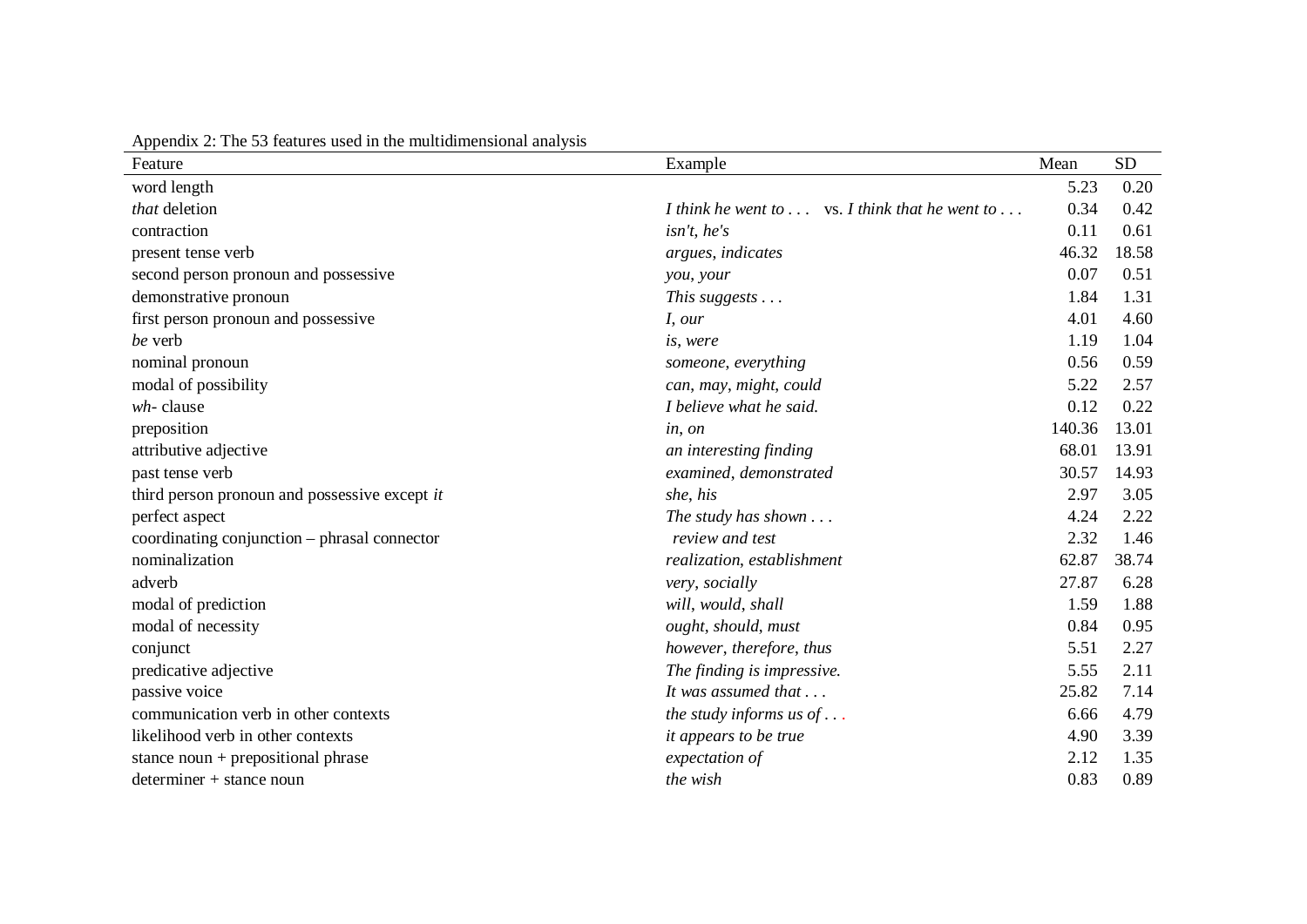Appendix 2: The 53 features used in the multidimensional analysis

| Feature | Example | Mean | SD |
|---|---|---|---|
| word length | | 5.23 | 0.20 |
| *that* deletion | *I think he went to . . .* vs. *I think that he went to . . .* | 0.34 | 0.42 |
| contraction | *isn't*, *he's* | 0.11 | 0.61 |
| present tense verb | *argues*, *indicates* | 46.32 | 18.58 |
| second person pronoun and possessive | *you*, *your* | 0.07 | 0.51 |
| demonstrative pronoun | *This suggests . . .* | 1.84 | 1.31 |
| first person pronoun and possessive | *I*, *our* | 4.01 | 4.60 |
| *be* verb | *is*, *were* | 1.19 | 1.04 |
| nominal pronoun | *someone*, *everything* | 0.56 | 0.59 |
| modal of possibility | *can*, *may*, *might*, *could* | 5.22 | 2.57 |
| *wh-* clause | *I believe what he said.* | 0.12 | 0.22 |
| preposition | *in*, *on* | 140.36 | 13.01 |
| attributive adjective | *an interesting finding* | 68.01 | 13.91 |
| past tense verb | *examined*, *demonstrated* | 30.57 | 14.93 |
| third person pronoun and possessive except *it* | *she*, *his* | 2.97 | 3.05 |
| perfect aspect | *The study has shown . . .* | 4.24 | 2.22 |
| coordinating conjunction – phrasal connector | *review and test* | 2.32 | 1.46 |
| nominalization | *realization*, *establishment* | 62.87 | 38.74 |
| adverb | *very*, *socially* | 27.87 | 6.28 |
| modal of prediction | *will*, *would*, *shall* | 1.59 | 1.88 |
| modal of necessity | *ought*, *should*, *must* | 0.84 | 0.95 |
| conjunct | *however*, *therefore*, *thus* | 5.51 | 2.27 |
| predicative adjective | *The finding is impressive.* | 5.55 | 2.11 |
| passive voice | *It was assumed that . . .* | 25.82 | 7.14 |
| communication verb in other contexts | *the study informs us of . . .* | 6.66 | 4.79 |
| likelihood verb in other contexts | *it appears to be true* | 4.90 | 3.39 |
| stance noun + prepositional phrase | *expectation of* | 2.12 | 1.35 |
| determiner + stance noun | *the wish* | 0.83 | 0.89 |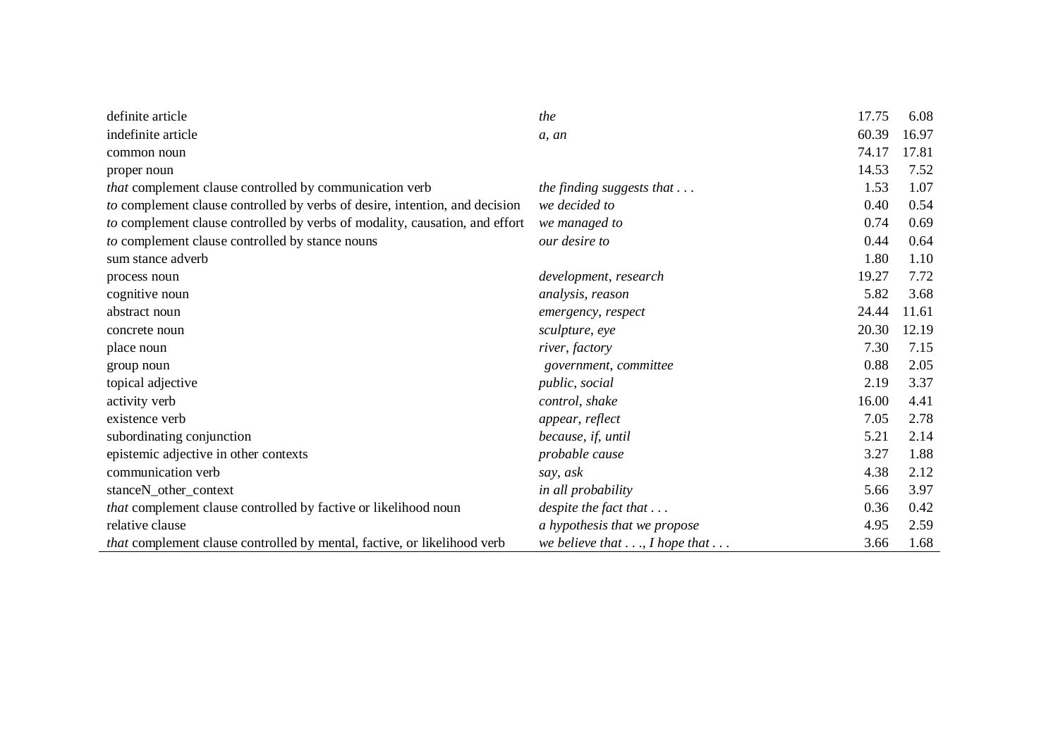| | | | |
|---|---|---|---|
| definite article | *the* | 17.75 | 6.08 |
| indefinite article | *a*, *an* | 60.39 | 16.97 |
| common noun | | 74.17 | 17.81 |
| proper noun | | 14.53 | 7.52 |
| *that* complement clause controlled by communication verb | *the finding suggests that . . .* | 1.53 | 1.07 |
| *to* complement clause controlled by verbs of desire, intention, and decision | *we decided to* | 0.40 | 0.54 |
| *to* complement clause controlled by verbs of modality, causation, and effort | *we managed to* | 0.74 | 0.69 |
| *to* complement clause controlled by stance nouns | *our desire to* | 0.44 | 0.64 |
| sum stance adverb | | 1.80 | 1.10 |
| process noun | *development*, *research* | 19.27 | 7.72 |
| cognitive noun | *analysis*, *reason* | 5.82 | 3.68 |
| abstract noun | *emergency*, *respect* | 24.44 | 11.61 |
| concrete noun | *sculpture*, *eye* | 20.30 | 12.19 |
| place noun | *river*, *factory* | 7.30 | 7.15 |
| group noun | *government*, *committee* | 0.88 | 2.05 |
| topical adjective | *public*, *social* | 2.19 | 3.37 |
| activity verb | *control*, *shake* | 16.00 | 4.41 |
| existence verb | *appear*, *reflect* | 7.05 | 2.78 |
| subordinating conjunction | *because*, *if*, *until* | 5.21 | 2.14 |
| epistemic adjective in other contexts | *probable cause* | 3.27 | 1.88 |
| communication verb | *say*, *ask* | 4.38 | 2.12 |
| stanceN_other_context | *in all probability* | 5.66 | 3.97 |
| *that* complement clause controlled by factive or likelihood noun | *despite the fact that . . .* | 0.36 | 0.42 |
| relative clause | *a hypothesis that we propose* | 4.95 | 2.59 |
| *that* complement clause controlled by mental, factive, or likelihood verb | *we believe that . . ., I hope that . . .* | 3.66 | 1.68 |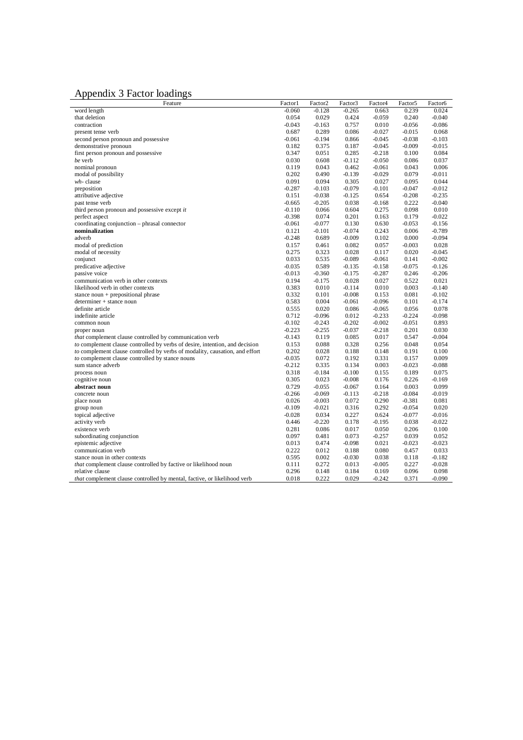# Appendix 3 Factor loadings

| Feature | Factor1 | Factor2 | Factor3 | Factor4 | Factor5 | Factor6 |
|---|---|---|---|---|---|---|
| word length | -0.060 | -0.128 | -0.265 | 0.663 | 0.239 | 0.024 |
| that deletion | 0.054 | 0.029 | 0.424 | -0.059 | 0.240 | -0.040 |
| contraction | -0.043 | -0.163 | 0.757 | 0.010 | -0.056 | -0.086 |
| present tense verb | 0.687 | 0.289 | 0.086 | -0.027 | -0.015 | 0.068 |
| second person pronoun and possessive | -0.061 | -0.194 | 0.866 | -0.045 | -0.038 | -0.103 |
| demonstrative pronoun | 0.182 | 0.375 | 0.187 | -0.045 | -0.009 | -0.015 |
| first person pronoun and possessive | 0.347 | 0.051 | 0.285 | -0.218 | 0.100 | 0.084 |
| *be* verb | 0.030 | 0.608 | -0.112 | -0.050 | 0.086 | 0.037 |
| nominal pronoun | 0.119 | 0.043 | 0.462 | -0.061 | 0.043 | 0.006 |
| modal of possibility | 0.202 | 0.490 | -0.139 | -0.029 | 0.079 | -0.011 |
| *wh*- clause | 0.091 | 0.094 | 0.305 | 0.027 | 0.095 | 0.044 |
| preposition | -0.287 | -0.103 | -0.079 | -0.101 | -0.047 | -0.012 |
| attributive adjective | 0.151 | -0.038 | -0.125 | 0.654 | -0.208 | -0.235 |
| past tense verb | -0.665 | -0.205 | 0.038 | -0.168 | 0.222 | -0.040 |
| third person pronoun and possessive except *it* | -0.110 | 0.066 | 0.604 | 0.275 | 0.098 | 0.010 |
| perfect aspect | -0.398 | 0.074 | 0.201 | 0.163 | 0.179 | -0.022 |
| coordinating conjunction – phrasal connector | -0.061 | -0.077 | 0.130 | 0.630 | -0.053 | -0.156 |
| **nominalization** | 0.121 | -0.101 | -0.074 | 0.243 | 0.006 | -0.789 |
| adverb | -0.248 | 0.689 | -0.009 | 0.102 | 0.000 | -0.094 |
| modal of prediction | 0.157 | 0.461 | 0.082 | 0.057 | -0.003 | 0.028 |
| modal of necessity | 0.275 | 0.323 | 0.028 | 0.117 | 0.020 | -0.045 |
| conjunct | 0.033 | 0.535 | -0.089 | -0.061 | 0.141 | -0.002 |
| predicative adjective | -0.035 | 0.589 | -0.135 | -0.158 | -0.075 | -0.126 |
| passive voice | -0.013 | -0.360 | -0.175 | -0.287 | 0.246 | -0.206 |
| communication verb in other contexts | 0.194 | -0.175 | 0.028 | 0.027 | 0.522 | 0.021 |
| likelihood verb in other contexts | 0.383 | 0.010 | -0.114 | 0.010 | 0.003 | -0.140 |
| stance noun + prepositional phrase | 0.332 | 0.101 | -0.008 | 0.153 | 0.081 | -0.102 |
| determiner + stance noun | 0.583 | 0.004 | -0.061 | -0.096 | 0.101 | -0.174 |
| definite article | 0.555 | 0.020 | 0.086 | -0.065 | 0.056 | 0.078 |
| indefinite article | 0.712 | -0.096 | 0.012 | -0.233 | -0.224 | -0.098 |
| common noun | -0.102 | -0.243 | -0.202 | -0.002 | -0.051 | 0.893 |
| proper noun | -0.223 | -0.255 | -0.037 | -0.218 | 0.201 | 0.030 |
| *that* complement clause controlled by communication verb | -0.143 | 0.119 | 0.085 | 0.017 | 0.547 | -0.004 |
| *to* complement clause controlled by verbs of desire, intention, and decision | 0.153 | 0.088 | 0.328 | 0.256 | 0.048 | 0.054 |
| *to* complement clause controlled by verbs of modality, causation, and effort | 0.202 | 0.028 | 0.188 | 0.148 | 0.191 | 0.100 |
| *to* complement clause controlled by stance nouns | -0.035 | 0.072 | 0.192 | 0.331 | 0.157 | 0.009 |
| sum stance adverb | -0.212 | 0.335 | 0.134 | 0.003 | -0.023 | -0.088 |
| process noun | 0.318 | -0.184 | -0.100 | 0.155 | 0.189 | 0.075 |
| cognitive noun | 0.305 | 0.023 | -0.008 | 0.176 | 0.226 | -0.169 |
| **abstract noun** | 0.729 | -0.055 | -0.067 | 0.164 | 0.003 | 0.099 |
| concrete noun | -0.266 | -0.069 | -0.113 | -0.218 | -0.084 | -0.019 |
| place noun | 0.026 | -0.003 | 0.072 | 0.290 | -0.381 | 0.081 |
| group noun | -0.109 | -0.021 | 0.316 | 0.292 | -0.054 | 0.020 |
| topical adjective | -0.028 | 0.034 | 0.227 | 0.624 | -0.077 | -0.016 |
| activity verb | 0.446 | -0.220 | 0.178 | -0.195 | 0.038 | -0.022 |
| existence verb | 0.281 | 0.086 | 0.017 | 0.050 | 0.206 | 0.100 |
| subordinating conjunction | 0.097 | 0.481 | 0.073 | -0.257 | 0.039 | 0.052 |
| epistemic adjective | 0.013 | 0.474 | -0.098 | 0.021 | -0.023 | -0.023 |
| communication verb | 0.222 | 0.012 | 0.188 | 0.080 | 0.457 | 0.033 |
| stance noun in other contexts | 0.595 | 0.002 | -0.030 | 0.038 | 0.118 | -0.182 |
| *that* complement clause controlled by factive or likelihood noun | 0.111 | 0.272 | 0.013 | -0.005 | 0.227 | -0.028 |
| relative clause | 0.296 | 0.148 | 0.184 | 0.169 | 0.096 | 0.098 |
| *that* complement clause controlled by mental, factive, or likelihood verb | 0.018 | 0.222 | 0.029 | -0.242 | 0.371 | -0.090 |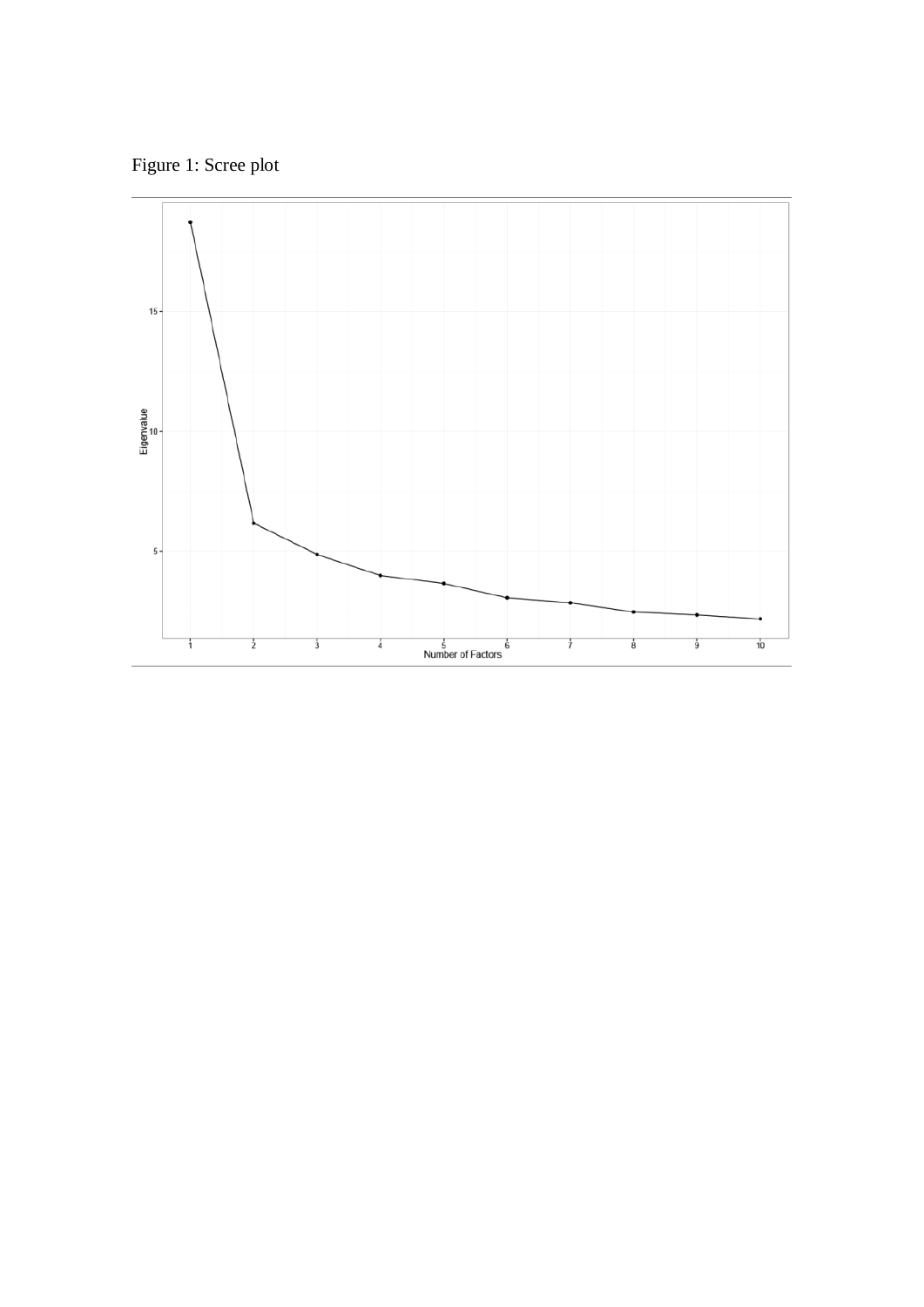Figure 1: Scree plot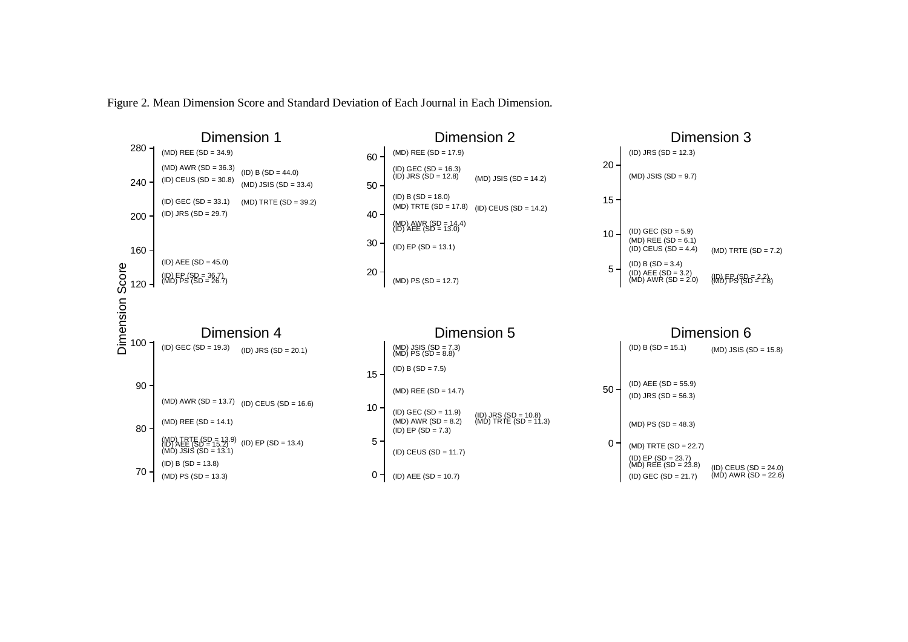Figure 2. Mean Dimension Score and Standard Deviation of Each Journal in Each Dimension.

Dimension Score

**Dimension 1**

(MD) REE (SD = 34.9)
(MD) AWR (SD = 36.3)
(ID) B (SD = 44.0)
(ID) CEUS (SD = 30.8)
(MD) JSIS (SD = 33.4)
(ID) GEC (SD = 33.1)
(MD) TRTE (SD = 39.2)
(ID) JRS (SD = 29.7)
(ID) AEE (SD = 45.0)
(ID) EP (SD = 36.7)
(MD) PS (SD = 26.7)

**Dimension 2**

(MD) REE (SD = 17.9)
(ID) GEC (SD = 16.3)
(ID) JRS (SD = 12.8)
(MD) JSIS (SD = 14.2)
(ID) B (SD = 18.0)
(MD) TRTE (SD = 17.8)
(ID) CEUS (SD = 14.2)
(MD) AWR (SD = 14.4)
(ID) AEE (SD = 13.0)
(ID) EP (SD = 13.1)
(MD) PS (SD = 12.7)

**Dimension 3**

(ID) JRS (SD = 12.3)
(MD) JSIS (SD = 9.7)
(ID) GEC (SD = 5.9)
(MD) REE (SD = 6.1)
(ID) CEUS (SD = 4.4)
(MD) TRTE (SD = 7.2)
(ID) B (SD = 3.4)
(ID) AEE (SD = 3.2)
(MD) AWR (SD = 2.0)
(ID) EP (SD = 2.2)
(MD) PS (SD = 1.8)

**Dimension 4**

(ID) GEC (SD = 19.3)
(ID) JRS (SD = 20.1)
(MD) AWR (SD = 13.7)
(ID) CEUS (SD = 16.6)
(MD) REE (SD = 14.1)
(MD) TRTE (SD = 13.9)
(ID) AEE (SD = 15.2)
(ID) EP (SD = 13.4)
(MD) JSIS (SD = 13.1)
(ID) B (SD = 13.8)
(MD) PS (SD = 13.3)

**Dimension 5**

(MD) JSIS (SD = 7.3)
(MD) PS (SD = 8.8)
(ID) B (SD = 7.5)
(MD) REE (SD = 14.7)
(ID) GEC (SD = 11.9)
(ID) JRS (SD = 10.8)
(MD) AWR (SD = 8.2)
(MD) TRTE (SD = 11.3)
(ID) EP (SD = 7.3)
(ID) CEUS (SD = 11.7)
(ID) AEE (SD = 10.7)

**Dimension 6**

(ID) B (SD = 15.1)
(MD) JSIS (SD = 15.8)
(ID) AEE (SD = 55.9)
(ID) JRS (SD = 56.3)
(MD) PS (SD = 48.3)
(MD) TRTE (SD = 22.7)
(ID) EP (SD = 23.7)
(MD) REE (SD = 23.8)
(ID) CEUS (SD = 24.0)
(MD) AWR (SD = 22.6)
(ID) GEC (SD = 21.7)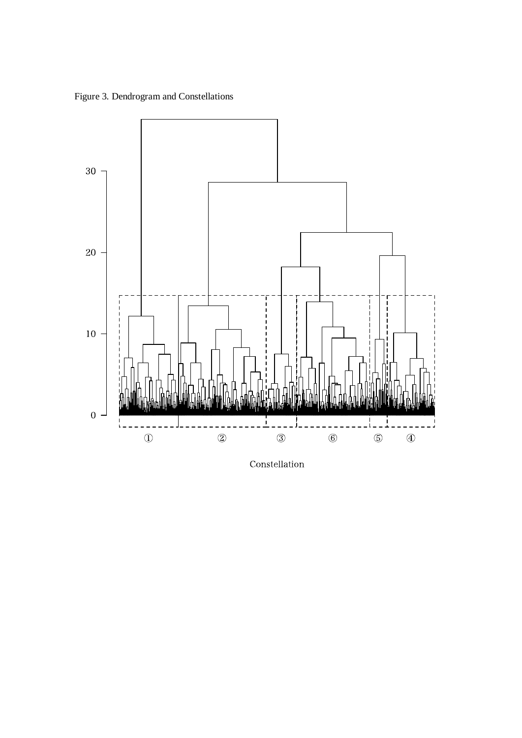Figure 3. Dendrogram and Constellations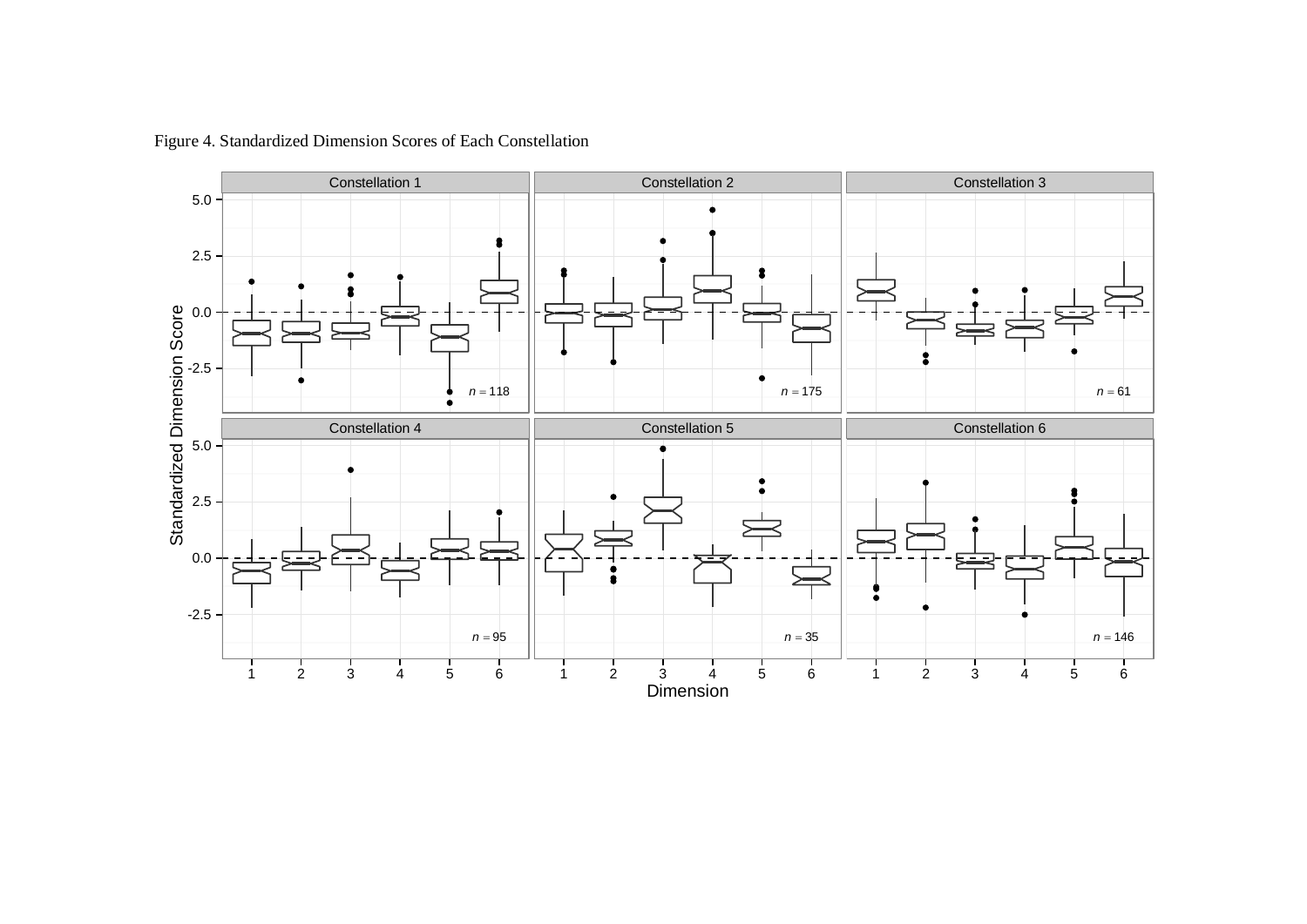Figure 4. Standardized Dimension Scores of Each Constellation

Constellation 1

Constellation 2

Constellation 3

Constellation 4

Constellation 5

Constellation 6

Standardized Dimension Score

5.0

2.5

0.0

-2.5

$n = 118$

$n = 175$

$n = 61$

$n = 95$

$n = 35$

$n = 146$

1 2 3 4 5 6

Dimension